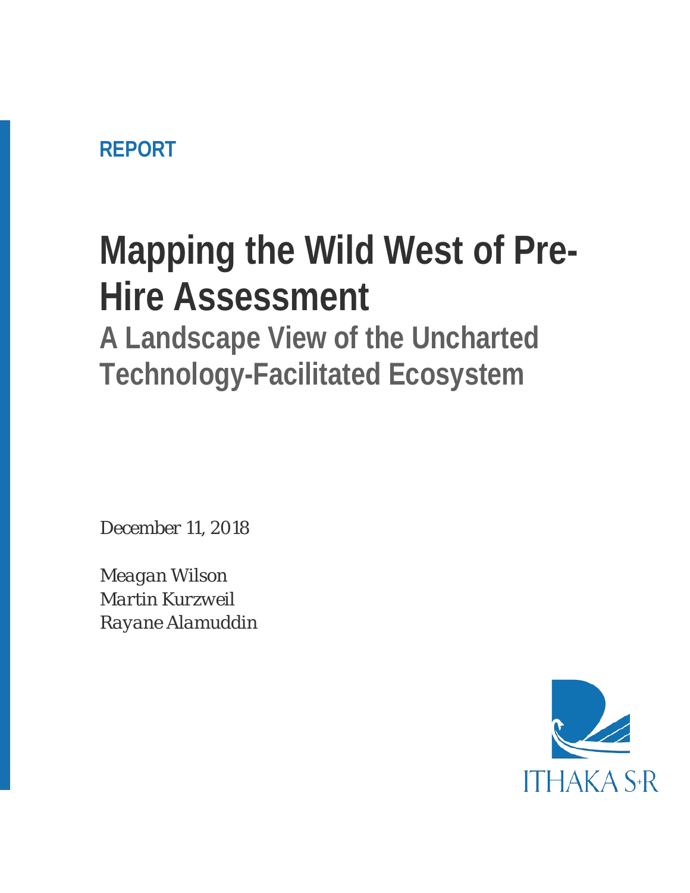REPORT

# Mapping the Wild West of Pre-Hire Assessment

## A Landscape View of the Uncharted Technology-Facilitated Ecosystem

*December 11, 2018*

*Meagan Wilson*
*Martin Kurzweil*
*Rayane Alamuddin*

ITHAKA S+R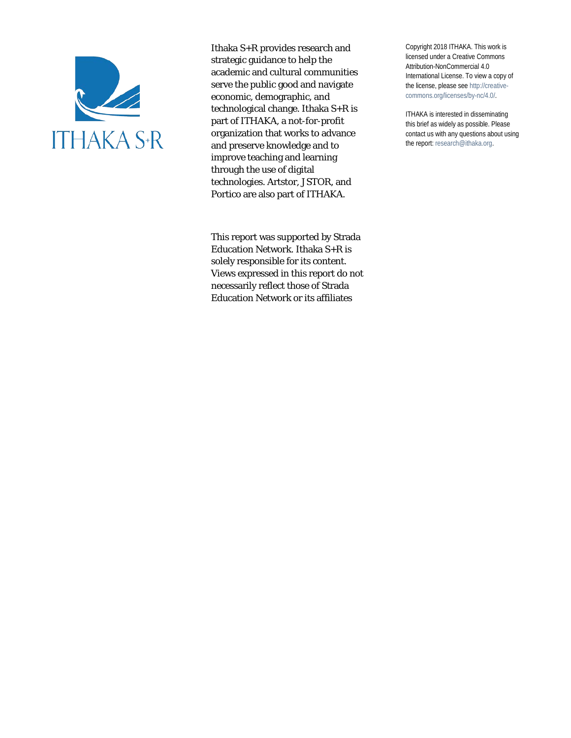Ithaka S+R provides research and strategic guidance to help the academic and cultural communities serve the public good and navigate economic, demographic, and technological change. Ithaka S+R is part of ITHAKA, a not-for-profit organization that works to advance and preserve knowledge and to improve teaching and learning through the use of digital technologies. Artstor, JSTOR, and Portico are also part of ITHAKA.

This report was supported by Strada Education Network. Ithaka S+R is solely responsible for its content. Views expressed in this report do not necessarily reflect those of Strada Education Network or its affiliates

Copyright 2018 ITHAKA. This work is licensed under a Creative Commons Attribution-NonCommercial 4.0 International License. To view a copy of the license, please see http://creative-commons.org/licenses/by-nc/4.0/.

ITHAKA is interested in disseminating this brief as widely as possible. Please contact us with any questions about using the report: research@ithaka.org.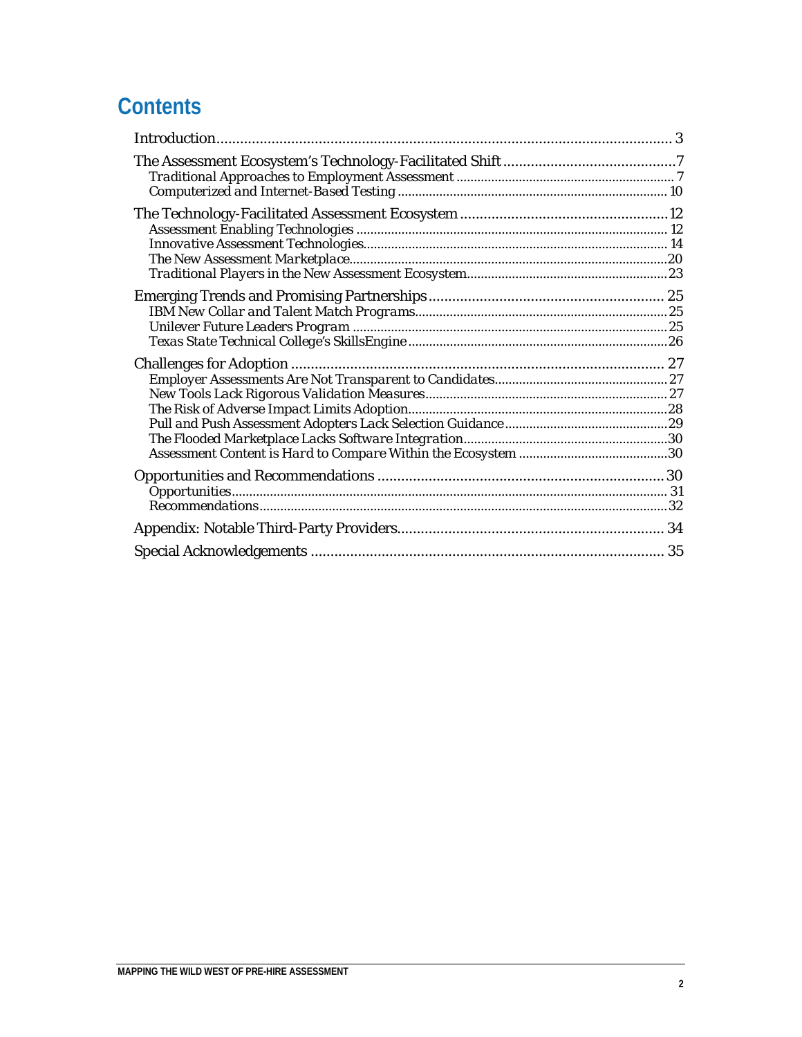# Contents

Introduction ..... 3

The Assessment Ecosystem's Technology-Facilitated Shift ..... 7
- *Traditional Approaches to Employment Assessment* ..... 7
- *Computerized and Internet-Based Testing* ..... 10

The Technology-Facilitated Assessment Ecosystem ..... 12
- *Assessment Enabling Technologies* ..... 12
- *Innovative Assessment Technologies* ..... 14
- *The New Assessment Marketplace* ..... 20
- *Traditional Players in the New Assessment Ecosystem* ..... 23

Emerging Trends and Promising Partnerships ..... 25
- *IBM New Collar and Talent Match Programs* ..... 25
- *Unilever Future Leaders Program* ..... 25
- *Texas State Technical College's SkillsEngine* ..... 26

Challenges for Adoption ..... 27
- *Employer Assessments Are Not Transparent to Candidates* ..... 27
- *New Tools Lack Rigorous Validation Measures* ..... 27
- *The Risk of Adverse Impact Limits Adoption* ..... 28
- *Pull and Push Assessment Adopters Lack Selection Guidance* ..... 29
- *The Flooded Marketplace Lacks Software Integration* ..... 30
- *Assessment Content is Hard to Compare Within the Ecosystem* ..... 30

Opportunities and Recommendations ..... 30
- *Opportunities* ..... 31
- *Recommendations* ..... 32

Appendix: Notable Third-Party Providers ..... 34

Special Acknowledgements ..... 35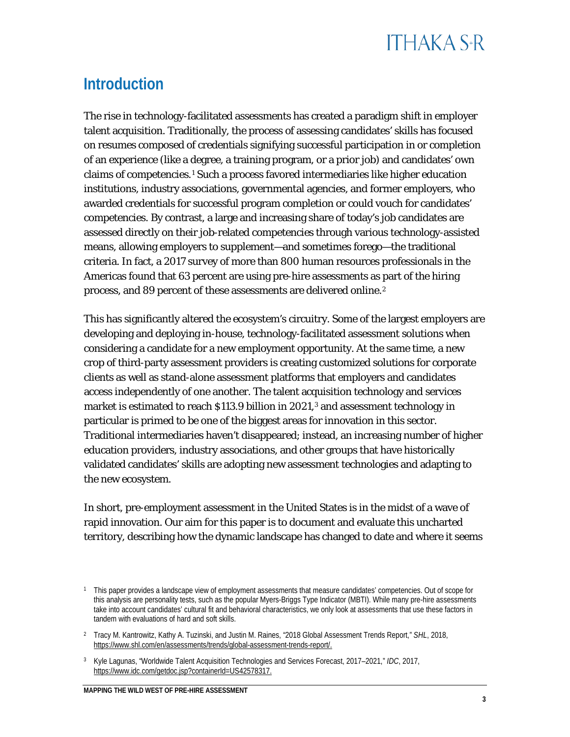## Introduction

The rise in technology-facilitated assessments has created a paradigm shift in employer talent acquisition. Traditionally, the process of assessing candidates' skills has focused on resumes composed of credentials signifying successful participation in or completion of an experience (like a degree, a training program, or a prior job) and candidates' own claims of competencies.[1] Such a process favored intermediaries like higher education institutions, industry associations, governmental agencies, and former employers, who awarded credentials for successful program completion or could vouch for candidates' competencies. By contrast, a large and increasing share of today's job candidates are assessed directly on their job-related competencies through various technology-assisted means, allowing employers to supplement—and sometimes forego—the traditional criteria. In fact, a 2017 survey of more than 800 human resources professionals in the Americas found that 63 percent are using pre-hire assessments as part of the hiring process, and 89 percent of these assessments are delivered online.[2]

This has significantly altered the ecosystem's circuitry. Some of the largest employers are developing and deploying in-house, technology-facilitated assessment solutions when considering a candidate for a new employment opportunity. At the same time, a new crop of third-party assessment providers is creating customized solutions for corporate clients as well as stand-alone assessment platforms that employers and candidates access independently of one another. The talent acquisition technology and services market is estimated to reach $113.9 billion in 2021,[3] and assessment technology in particular is primed to be one of the biggest areas for innovation in this sector. Traditional intermediaries haven't disappeared; instead, an increasing number of higher education providers, industry associations, and other groups that have historically validated candidates' skills are adopting new assessment technologies and adapting to the new ecosystem.

In short, pre-employment assessment in the United States is in the midst of a wave of rapid innovation. Our aim for this paper is to document and evaluate this uncharted territory, describing how the dynamic landscape has changed to date and where it seems

---

[1] This paper provides a landscape view of employment assessments that measure candidates' competencies. Out of scope for this analysis are personality tests, such as the popular Myers-Briggs Type Indicator (MBTI). While many pre-hire assessments take into account candidates' cultural fit and behavioral characteristics, we only look at assessments that use these factors in tandem with evaluations of hard and soft skills.

[2] Tracy M. Kantrowitz, Kathy A. Tuzinski, and Justin M. Raines, "2018 Global Assessment Trends Report," *SHL*, 2018, https://www.shl.com/en/assessments/trends/global-assessment-trends-report/.

[3] Kyle Lagunas, "Worldwide Talent Acquisition Technologies and Services Forecast, 2017–2021," *IDC*, 2017, https://www.idc.com/getdoc.jsp?containerId=US42578317.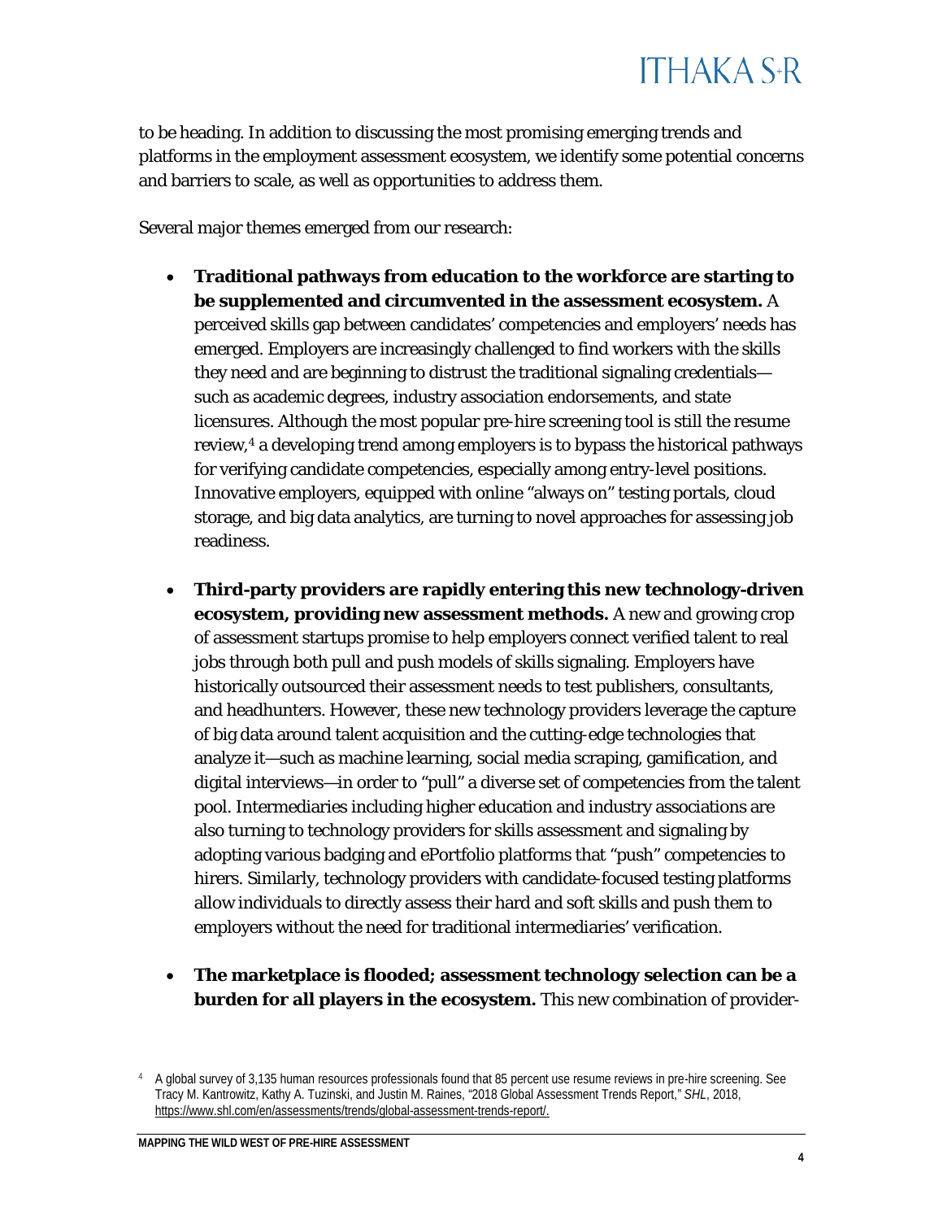to be heading. In addition to discussing the most promising emerging trends and platforms in the employment assessment ecosystem, we identify some potential concerns and barriers to scale, as well as opportunities to address them.

Several major themes emerged from our research:

- **Traditional pathways from education to the workforce are starting to be supplemented and circumvented in the assessment ecosystem.** A perceived skills gap between candidates' competencies and employers' needs has emerged. Employers are increasingly challenged to find workers with the skills they need and are beginning to distrust the traditional signaling credentials—such as academic degrees, industry association endorsements, and state licensures. Although the most popular pre-hire screening tool is still the resume review,[4] a developing trend among employers is to bypass the historical pathways for verifying candidate competencies, especially among entry-level positions. Innovative employers, equipped with online "always on" testing portals, cloud storage, and big data analytics, are turning to novel approaches for assessing job readiness.

- **Third-party providers are rapidly entering this new technology-driven ecosystem, providing new assessment methods.** A new and growing crop of assessment startups promise to help employers connect verified talent to real jobs through both pull and push models of skills signaling. Employers have historically outsourced their assessment needs to test publishers, consultants, and headhunters. However, these new technology providers leverage the capture of big data around talent acquisition and the cutting-edge technologies that analyze it—such as machine learning, social media scraping, gamification, and digital interviews—in order to "pull" a diverse set of competencies from the talent pool. Intermediaries including higher education and industry associations are also turning to technology providers for skills assessment and signaling by adopting various badging and ePortfolio platforms that "push" competencies to hirers. Similarly, technology providers with candidate-focused testing platforms allow individuals to directly assess their hard and soft skills and push them to employers without the need for traditional intermediaries' verification.

- **The marketplace is flooded; assessment technology selection can be a burden for all players in the ecosystem.** This new combination of provider-

[4] A global survey of 3,135 human resources professionals found that 85 percent use resume reviews in pre-hire screening. See Tracy M. Kantrowitz, Kathy A. Tuzinski, and Justin M. Raines, "2018 Global Assessment Trends Report," *SHL*, 2018, https://www.shl.com/en/assessments/trends/global-assessment-trends-report/.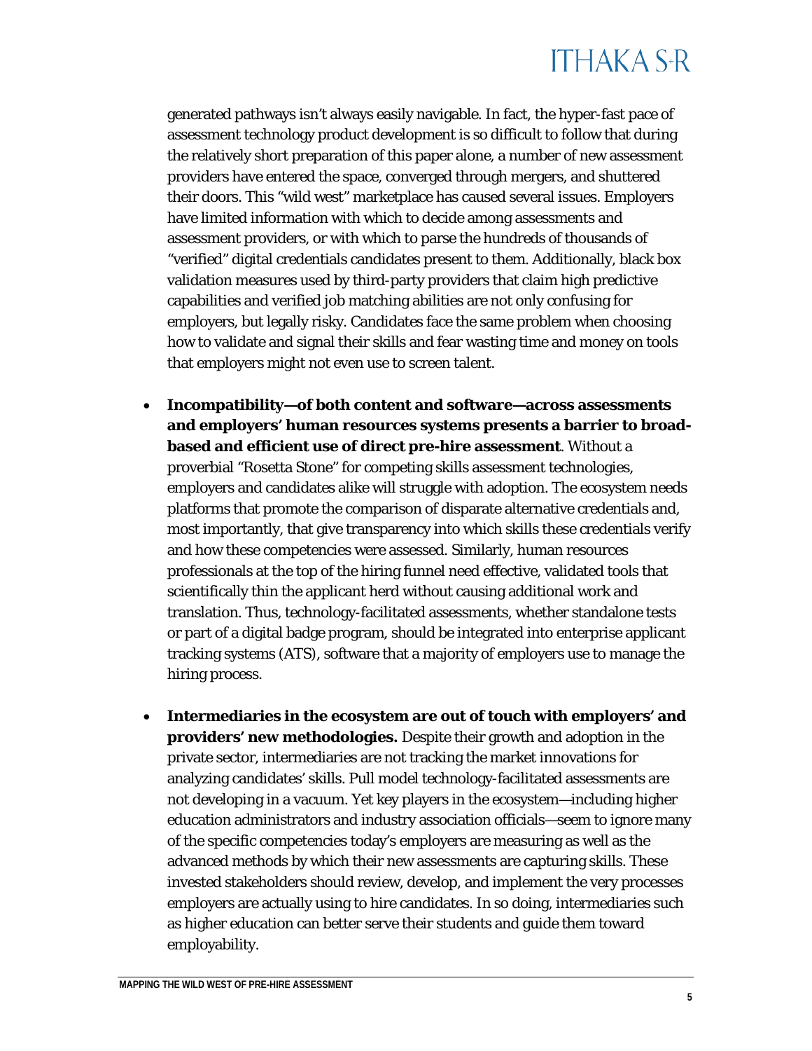generated pathways isn't always easily navigable. In fact, the hyper-fast pace of assessment technology product development is so difficult to follow that during the relatively short preparation of this paper alone, a number of new assessment providers have entered the space, converged through mergers, and shuttered their doors. This "wild west" marketplace has caused several issues. Employers have limited information with which to decide among assessments and assessment providers, or with which to parse the hundreds of thousands of "verified" digital credentials candidates present to them. Additionally, black box validation measures used by third-party providers that claim high predictive capabilities and verified job matching abilities are not only confusing for employers, but legally risky. Candidates face the same problem when choosing how to validate and signal their skills and fear wasting time and money on tools that employers might not even use to screen talent.

- **Incompatibility—of both content and software—across assessments and employers' human resources systems presents a barrier to broad-based and efficient use of direct pre-hire assessment**. Without a proverbial "Rosetta Stone" for competing skills assessment technologies, employers and candidates alike will struggle with adoption. The ecosystem needs platforms that promote the comparison of disparate alternative credentials and, most importantly, that give transparency into which skills these credentials verify and how these competencies were assessed. Similarly, human resources professionals at the top of the hiring funnel need effective, validated tools that scientifically thin the applicant herd without causing additional work and translation. Thus, technology-facilitated assessments, whether standalone tests or part of a digital badge program, should be integrated into enterprise applicant tracking systems (ATS), software that a majority of employers use to manage the hiring process.

- **Intermediaries in the ecosystem are out of touch with employers' and providers' new methodologies.** Despite their growth and adoption in the private sector, intermediaries are not tracking the market innovations for analyzing candidates' skills. Pull model technology-facilitated assessments are not developing in a vacuum. Yet key players in the ecosystem—including higher education administrators and industry association officials—seem to ignore many of the specific competencies today's employers are measuring as well as the advanced methods by which their new assessments are capturing skills. These invested stakeholders should review, develop, and implement the very processes employers are actually using to hire candidates. In so doing, intermediaries such as higher education can better serve their students and guide them toward employability.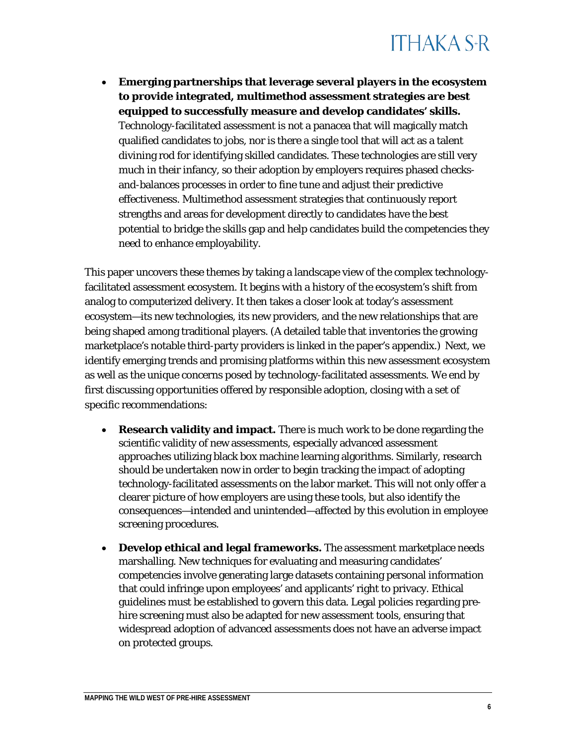- **Emerging partnerships that leverage several players in the ecosystem to provide integrated, multimethod assessment strategies are best equipped to successfully measure and develop candidates' skills.** Technology-facilitated assessment is not a panacea that will magically match qualified candidates to jobs, nor is there a single tool that will act as a talent divining rod for identifying skilled candidates. These technologies are still very much in their infancy, so their adoption by employers requires phased checks-and-balances processes in order to fine tune and adjust their predictive effectiveness. Multimethod assessment strategies that continuously report strengths and areas for development directly to candidates have the best potential to bridge the skills gap and help candidates build the competencies they need to enhance employability.

This paper uncovers these themes by taking a landscape view of the complex technology-facilitated assessment ecosystem. It begins with a history of the ecosystem's shift from analog to computerized delivery. It then takes a closer look at today's assessment ecosystem—its new technologies, its new providers, and the new relationships that are being shaped among traditional players. (A detailed table that inventories the growing marketplace's notable third-party providers is linked in the paper's appendix.) Next, we identify emerging trends and promising platforms within this new assessment ecosystem as well as the unique concerns posed by technology-facilitated assessments. We end by first discussing opportunities offered by responsible adoption, closing with a set of specific recommendations:

- **Research validity and impact.** There is much work to be done regarding the scientific validity of new assessments, especially advanced assessment approaches utilizing black box machine learning algorithms. Similarly, research should be undertaken now in order to begin tracking the impact of adopting technology-facilitated assessments on the labor market. This will not only offer a clearer picture of how employers are using these tools, but also identify the consequences—intended and unintended—affected by this evolution in employee screening procedures.

- **Develop ethical and legal frameworks.** The assessment marketplace needs marshalling. New techniques for evaluating and measuring candidates' competencies involve generating large datasets containing personal information that could infringe upon employees' and applicants' right to privacy. Ethical guidelines must be established to govern this data. Legal policies regarding pre-hire screening must also be adapted for new assessment tools, ensuring that widespread adoption of advanced assessments does not have an adverse impact on protected groups.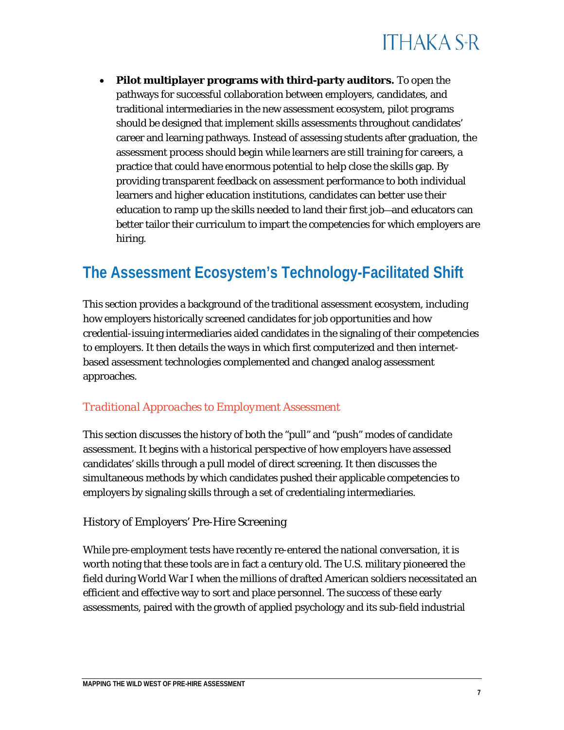- **Pilot multiplayer programs with third-party auditors.** To open the pathways for successful collaboration between employers, candidates, and traditional intermediaries in the new assessment ecosystem, pilot programs should be designed that implement skills assessments throughout candidates' career and learning pathways. Instead of assessing students after graduation, the assessment process should begin while learners are still training for careers, a practice that could have enormous potential to help close the skills gap. By providing transparent feedback on assessment performance to both individual learners and higher education institutions, candidates can better use their education to ramp up the skills needed to land their first job—and educators can better tailor their curriculum to impart the competencies for which employers are hiring.

## The Assessment Ecosystem's Technology-Facilitated Shift

This section provides a background of the traditional assessment ecosystem, including how employers historically screened candidates for job opportunities and how credential-issuing intermediaries aided candidates in the signaling of their competencies to employers. It then details the ways in which first computerized and then internet-based assessment technologies complemented and changed analog assessment approaches.

### *Traditional Approaches to Employment Assessment*

This section discusses the history of both the "pull" and "push" modes of candidate assessment. It begins with a historical perspective of how employers have assessed candidates' skills through a pull model of direct screening. It then discusses the simultaneous methods by which candidates pushed their applicable competencies to employers by signaling skills through a set of credentialing intermediaries.

#### History of Employers' Pre-Hire Screening

While pre-employment tests have recently re-entered the national conversation, it is worth noting that these tools are in fact a century old. The U.S. military pioneered the field during World War I when the millions of drafted American soldiers necessitated an efficient and effective way to sort and place personnel. The success of these early assessments, paired with the growth of applied psychology and its sub-field industrial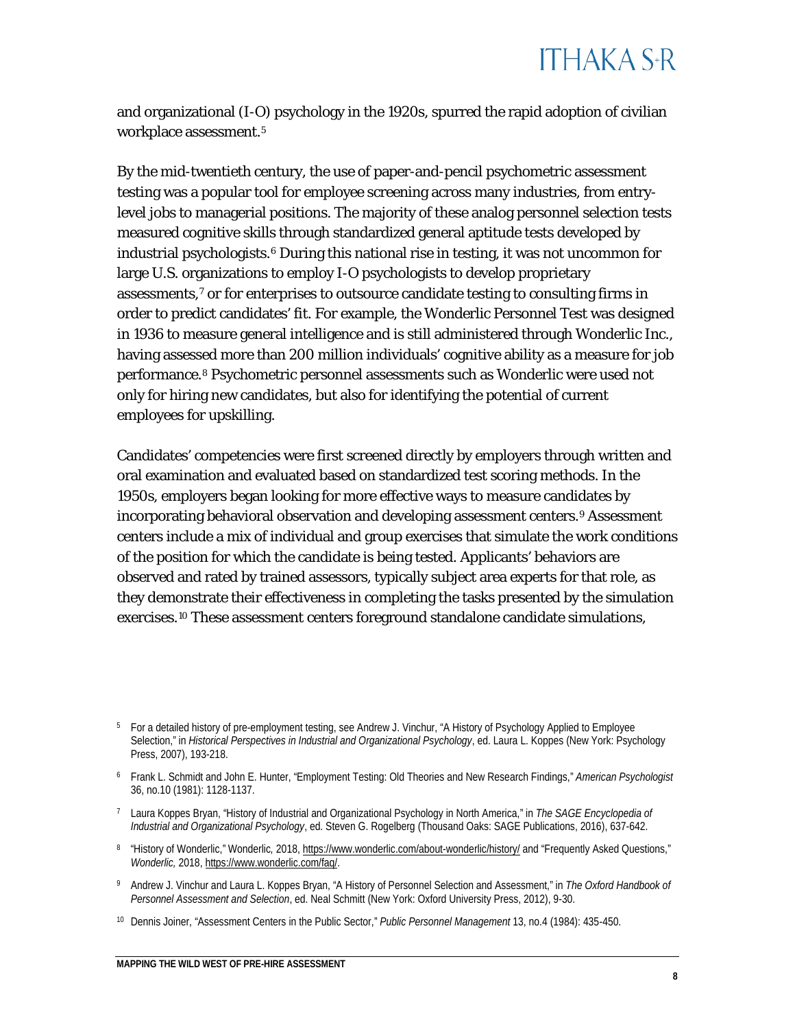and organizational (I-O) psychology in the 1920s, spurred the rapid adoption of civilian workplace assessment.[5]

By the mid-twentieth century, the use of paper-and-pencil psychometric assessment testing was a popular tool for employee screening across many industries, from entry-level jobs to managerial positions. The majority of these analog personnel selection tests measured cognitive skills through standardized general aptitude tests developed by industrial psychologists.[6] During this national rise in testing, it was not uncommon for large U.S. organizations to employ I-O psychologists to develop proprietary assessments,[7] or for enterprises to outsource candidate testing to consulting firms in order to predict candidates' fit. For example, the Wonderlic Personnel Test was designed in 1936 to measure general intelligence and is still administered through Wonderlic Inc., having assessed more than 200 million individuals' cognitive ability as a measure for job performance.[8] Psychometric personnel assessments such as Wonderlic were used not only for hiring new candidates, but also for identifying the potential of current employees for upskilling.

Candidates' competencies were first screened directly by employers through written and oral examination and evaluated based on standardized test scoring methods. In the 1950s, employers began looking for more effective ways to measure candidates by incorporating behavioral observation and developing assessment centers.[9] Assessment centers include a mix of individual and group exercises that simulate the work conditions of the position for which the candidate is being tested. Applicants' behaviors are observed and rated by trained assessors, typically subject area experts for that role, as they demonstrate their effectiveness in completing the tasks presented by the simulation exercises.[10] These assessment centers foreground standalone candidate simulations,

---

[5] For a detailed history of pre-employment testing, see Andrew J. Vinchur, "A History of Psychology Applied to Employee Selection," in *Historical Perspectives in Industrial and Organizational Psychology*, ed. Laura L. Koppes (New York: Psychology Press, 2007), 193-218.

[6] Frank L. Schmidt and John E. Hunter, "Employment Testing: Old Theories and New Research Findings," *American Psychologist* 36, no.10 (1981): 1128-1137.

[7] Laura Koppes Bryan, "History of Industrial and Organizational Psychology in North America," in *The SAGE Encyclopedia of Industrial and Organizational Psychology*, ed. Steven G. Rogelberg (Thousand Oaks: SAGE Publications, 2016), 637-642.

[8] "History of Wonderlic," Wonderlic, 2018, https://www.wonderlic.com/about-wonderlic/history/ and "Frequently Asked Questions," *Wonderlic,* 2018, https://www.wonderlic.com/faq/.

[9] Andrew J. Vinchur and Laura L. Koppes Bryan, "A History of Personnel Selection and Assessment," in *The Oxford Handbook of Personnel Assessment and Selection*, ed. Neal Schmitt (New York: Oxford University Press, 2012), 9-30.

[10] Dennis Joiner, "Assessment Centers in the Public Sector," *Public Personnel Management* 13, no.4 (1984): 435-450.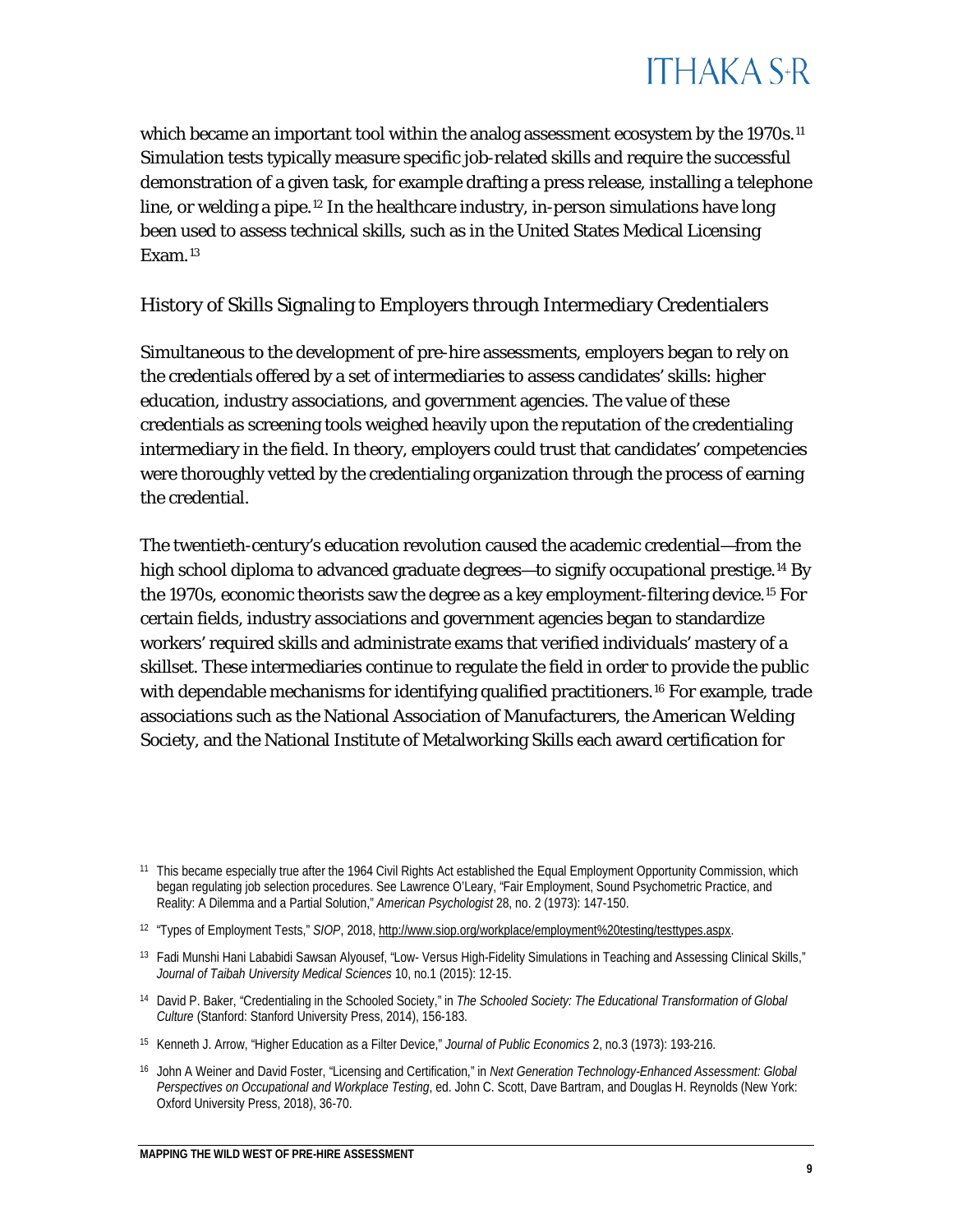which became an important tool within the analog assessment ecosystem by the 1970s.[11] Simulation tests typically measure specific job-related skills and require the successful demonstration of a given task, for example drafting a press release, installing a telephone line, or welding a pipe.[12] In the healthcare industry, in-person simulations have long been used to assess technical skills, such as in the United States Medical Licensing Exam.[13]

## History of Skills Signaling to Employers through Intermediary Credentialers

Simultaneous to the development of pre-hire assessments, employers began to rely on the credentials offered by a set of intermediaries to assess candidates' skills: higher education, industry associations, and government agencies. The value of these credentials as screening tools weighed heavily upon the reputation of the credentialing intermediary in the field. In theory, employers could trust that candidates' competencies were thoroughly vetted by the credentialing organization through the process of earning the credential.

The twentieth-century's education revolution caused the academic credential—from the high school diploma to advanced graduate degrees—to signify occupational prestige.[14] By the 1970s, economic theorists saw the degree as a key employment-filtering device.[15] For certain fields, industry associations and government agencies began to standardize workers' required skills and administrate exams that verified individuals' mastery of a skillset. These intermediaries continue to regulate the field in order to provide the public with dependable mechanisms for identifying qualified practitioners.[16] For example, trade associations such as the National Association of Manufacturers, the American Welding Society, and the National Institute of Metalworking Skills each award certification for

---

[11] This became especially true after the 1964 Civil Rights Act established the Equal Employment Opportunity Commission, which began regulating job selection procedures. See Lawrence O'Leary, "Fair Employment, Sound Psychometric Practice, and Reality: A Dilemma and a Partial Solution," *American Psychologist* 28, no. 2 (1973): 147-150.

[12] "Types of Employment Tests," *SIOP*, 2018, http://www.siop.org/workplace/employment%20testing/testtypes.aspx.

[13] Fadi Munshi Hani Lababidi Sawsan Alyousef, "Low- Versus High-Fidelity Simulations in Teaching and Assessing Clinical Skills," *Journal of Taibah University Medical Sciences* 10, no.1 (2015): 12-15.

[14] David P. Baker, "Credentialing in the Schooled Society," in *The Schooled Society: The Educational Transformation of Global Culture* (Stanford: Stanford University Press, 2014), 156-183.

[15] Kenneth J. Arrow, "Higher Education as a Filter Device," *Journal of Public Economics* 2, no.3 (1973): 193-216.

[16] John A Weiner and David Foster, "Licensing and Certification," in *Next Generation Technology-Enhanced Assessment: Global Perspectives on Occupational and Workplace Testing*, ed. John C. Scott, Dave Bartram, and Douglas H. Reynolds (New York: Oxford University Press, 2018), 36-70.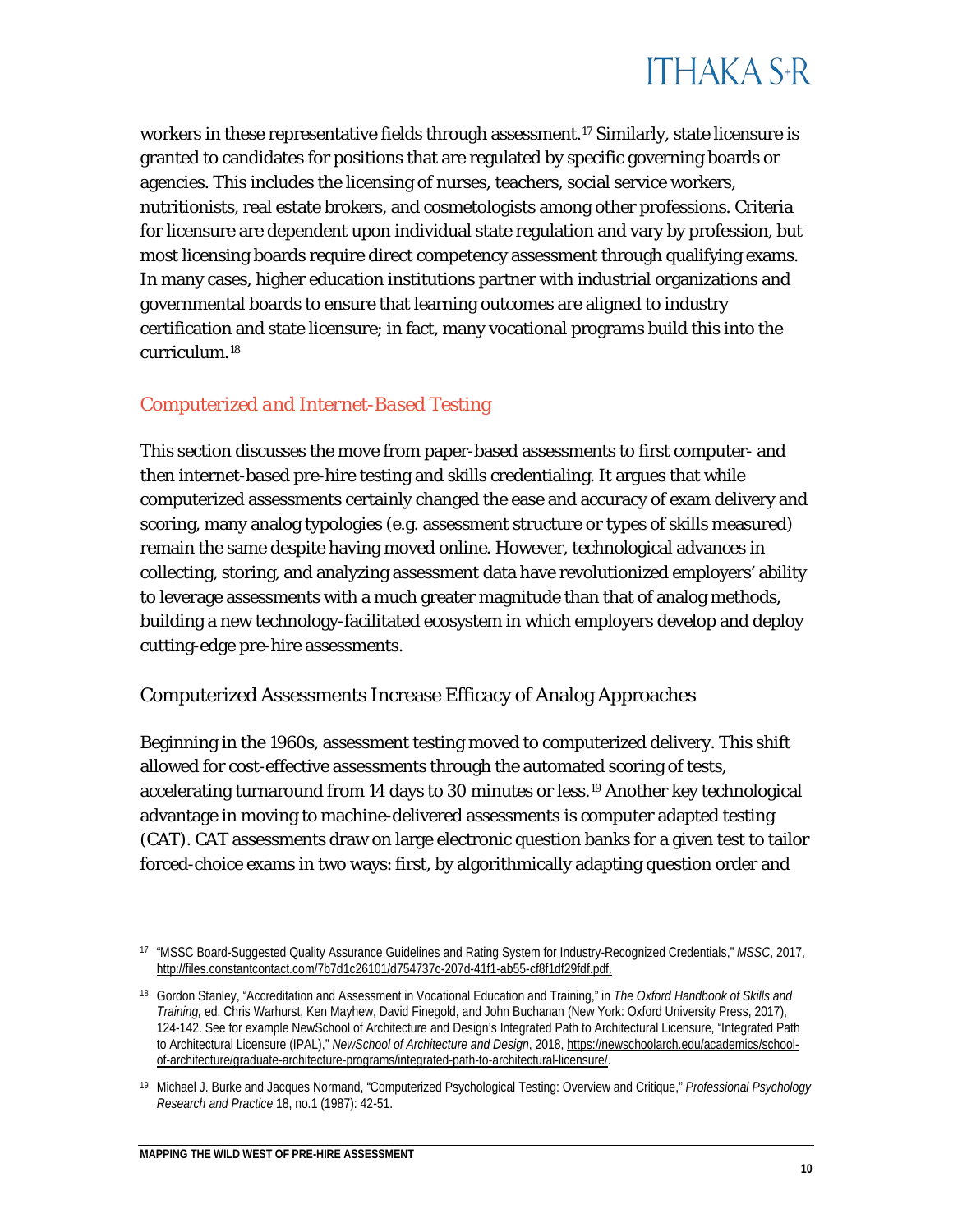workers in these representative fields through assessment.[17] Similarly, state licensure is granted to candidates for positions that are regulated by specific governing boards or agencies. This includes the licensing of nurses, teachers, social service workers, nutritionists, real estate brokers, and cosmetologists among other professions. Criteria for licensure are dependent upon individual state regulation and vary by profession, but most licensing boards require direct competency assessment through qualifying exams. In many cases, higher education institutions partner with industrial organizations and governmental boards to ensure that learning outcomes are aligned to industry certification and state licensure; in fact, many vocational programs build this into the curriculum.[18]

## *Computerized and Internet-Based Testing*

This section discusses the move from paper-based assessments to first computer- and then internet-based pre-hire testing and skills credentialing. It argues that while computerized assessments certainly changed the ease and accuracy of exam delivery and scoring, many analog typologies (e.g. assessment structure or types of skills measured) remain the same despite having moved online. However, technological advances in collecting, storing, and analyzing assessment data have revolutionized employers' ability to leverage assessments with a much greater magnitude than that of analog methods, building a new technology-facilitated ecosystem in which employers develop and deploy cutting-edge pre-hire assessments.

### Computerized Assessments Increase Efficacy of Analog Approaches

Beginning in the 1960s, assessment testing moved to computerized delivery. This shift allowed for cost-effective assessments through the automated scoring of tests, accelerating turnaround from 14 days to 30 minutes or less.[19] Another key technological advantage in moving to machine-delivered assessments is computer adapted testing (CAT). CAT assessments draw on large electronic question banks for a given test to tailor forced-choice exams in two ways: first, by algorithmically adapting question order and

---

[17] "MSSC Board-Suggested Quality Assurance Guidelines and Rating System for Industry-Recognized Credentials," *MSSC*, 2017, http://files.constantcontact.com/7b7d1c26101/d754737c-207d-41f1-ab55-cf8f1df29fdf.pdf.

[18] Gordon Stanley, "Accreditation and Assessment in Vocational Education and Training," in *The Oxford Handbook of Skills and Training*, ed. Chris Warhurst, Ken Mayhew, David Finegold, and John Buchanan (New York: Oxford University Press, 2017), 124-142. See for example NewSchool of Architecture and Design's Integrated Path to Architectural Licensure, "Integrated Path to Architectural Licensure (IPAL)," *NewSchool of Architecture and Design*, 2018, https://newschoolarch.edu/academics/school-of-architecture/graduate-architecture-programs/integrated-path-to-architectural-licensure/.

[19] Michael J. Burke and Jacques Normand, "Computerized Psychological Testing: Overview and Critique," *Professional Psychology Research and Practice* 18, no.1 (1987): 42-51.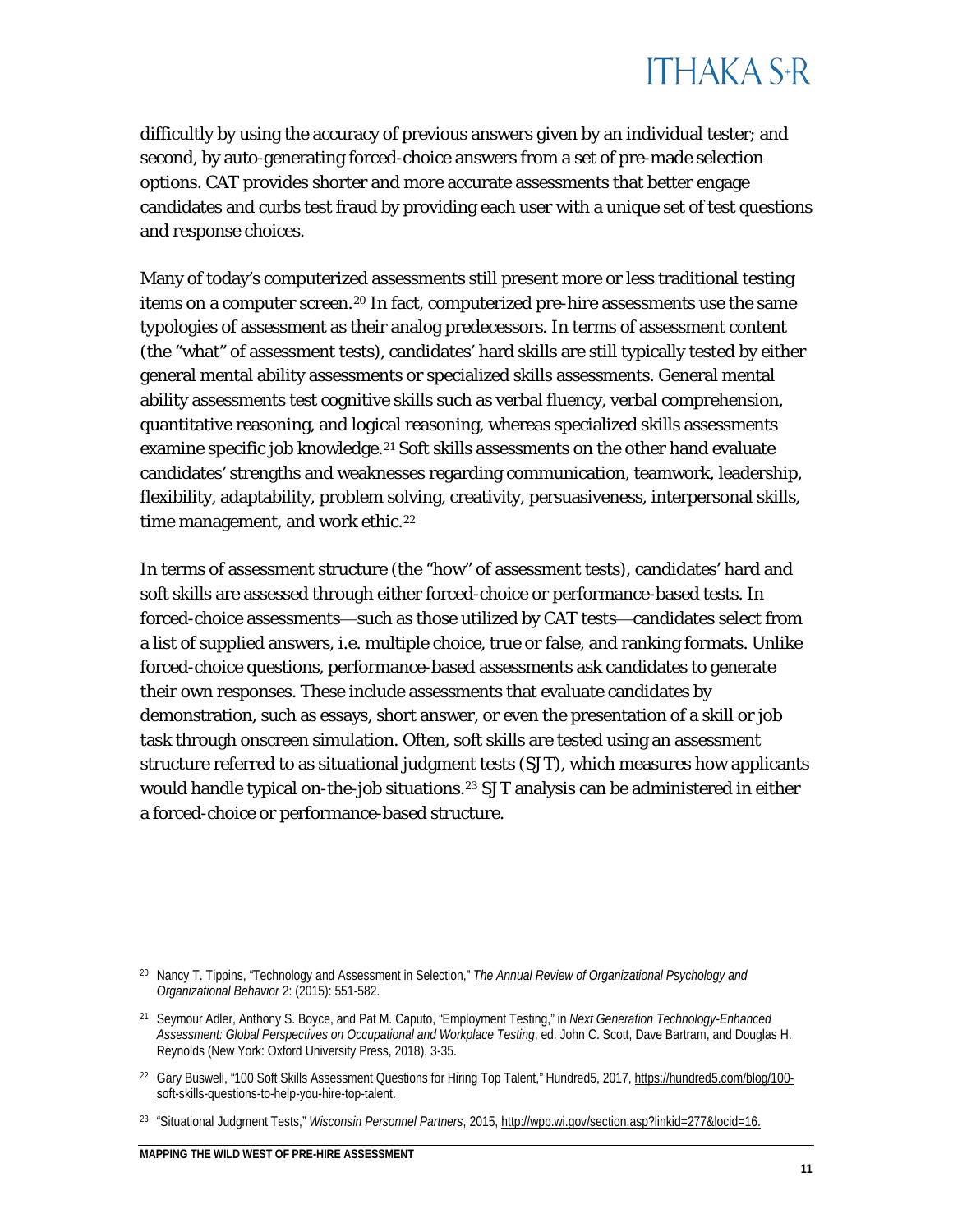difficultly by using the accuracy of previous answers given by an individual tester; and second, by auto-generating forced-choice answers from a set of pre-made selection options. CAT provides shorter and more accurate assessments that better engage candidates and curbs test fraud by providing each user with a unique set of test questions and response choices.

Many of today's computerized assessments still present more or less traditional testing items on a computer screen.[20] In fact, computerized pre-hire assessments use the same typologies of assessment as their analog predecessors. In terms of assessment content (the "what" of assessment tests), candidates' hard skills are still typically tested by either general mental ability assessments or specialized skills assessments. General mental ability assessments test cognitive skills such as verbal fluency, verbal comprehension, quantitative reasoning, and logical reasoning, whereas specialized skills assessments examine specific job knowledge.[21] Soft skills assessments on the other hand evaluate candidates' strengths and weaknesses regarding communication, teamwork, leadership, flexibility, adaptability, problem solving, creativity, persuasiveness, interpersonal skills, time management, and work ethic.[22]

In terms of assessment structure (the "how" of assessment tests), candidates' hard and soft skills are assessed through either forced-choice or performance-based tests. In forced-choice assessments—such as those utilized by CAT tests—candidates select from a list of supplied answers, i.e. multiple choice, true or false, and ranking formats. Unlike forced-choice questions, performance-based assessments ask candidates to generate their own responses. These include assessments that evaluate candidates by demonstration, such as essays, short answer, or even the presentation of a skill or job task through onscreen simulation. Often, soft skills are tested using an assessment structure referred to as situational judgment tests (SJT), which measures how applicants would handle typical on-the-job situations.[23] SJT analysis can be administered in either a forced-choice or performance-based structure.

---

[20] Nancy T. Tippins, "Technology and Assessment in Selection," *The Annual Review of Organizational Psychology and Organizational Behavior* 2: (2015): 551-582.

[21] Seymour Adler, Anthony S. Boyce, and Pat M. Caputo, "Employment Testing," in *Next Generation Technology-Enhanced Assessment: Global Perspectives on Occupational and Workplace Testing*, ed. John C. Scott, Dave Bartram, and Douglas H. Reynolds (New York: Oxford University Press, 2018), 3-35.

[22] Gary Buswell, "100 Soft Skills Assessment Questions for Hiring Top Talent," Hundred5, 2017, https://hundred5.com/blog/100-soft-skills-questions-to-help-you-hire-top-talent.

[23] "Situational Judgment Tests," *Wisconsin Personnel Partners*, 2015, http://wpp.wi.gov/section.asp?linkid=277&locid=16.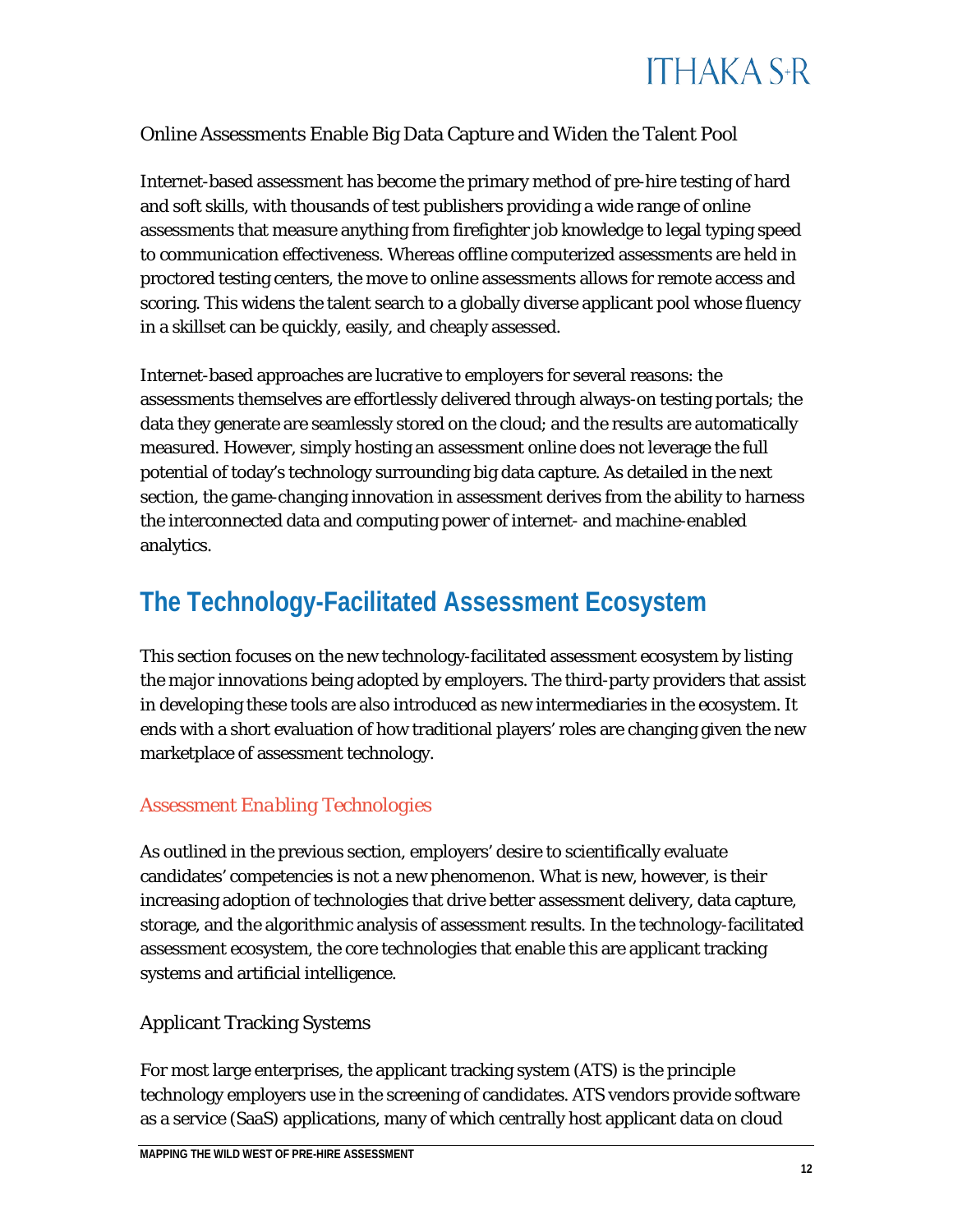### Online Assessments Enable Big Data Capture and Widen the Talent Pool

Internet-based assessment has become the primary method of pre-hire testing of hard and soft skills, with thousands of test publishers providing a wide range of online assessments that measure anything from firefighter job knowledge to legal typing speed to communication effectiveness. Whereas offline computerized assessments are held in proctored testing centers, the move to online assessments allows for remote access and scoring. This widens the talent search to a globally diverse applicant pool whose fluency in a skillset can be quickly, easily, and cheaply assessed.

Internet-based approaches are lucrative to employers for several reasons: the assessments themselves are effortlessly delivered through always-on testing portals; the data they generate are seamlessly stored on the cloud; and the results are automatically measured. However, simply hosting an assessment online does not leverage the full potential of today's technology surrounding big data capture. As detailed in the next section, the game-changing innovation in assessment derives from the ability to harness the interconnected data and computing power of internet- and machine-enabled analytics.

# The Technology-Facilitated Assessment Ecosystem

This section focuses on the new technology-facilitated assessment ecosystem by listing the major innovations being adopted by employers. The third-party providers that assist in developing these tools are also introduced as new intermediaries in the ecosystem. It ends with a short evaluation of how traditional players' roles are changing given the new marketplace of assessment technology.

## *Assessment Enabling Technologies*

As outlined in the previous section, employers' desire to scientifically evaluate candidates' competencies is not a new phenomenon. What is new, however, is their increasing adoption of technologies that drive better assessment delivery, data capture, storage, and the algorithmic analysis of assessment results. In the technology-facilitated assessment ecosystem, the core technologies that enable this are applicant tracking systems and artificial intelligence.

### Applicant Tracking Systems

For most large enterprises, the applicant tracking system (ATS) is the principle technology employers use in the screening of candidates. ATS vendors provide software as a service (SaaS) applications, many of which centrally host applicant data on cloud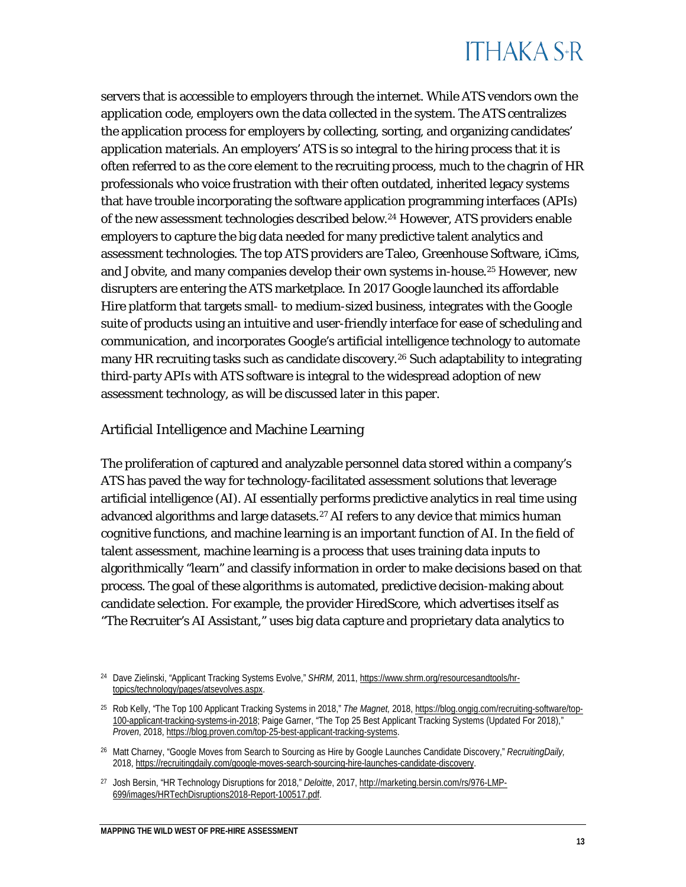servers that is accessible to employers through the internet. While ATS vendors own the application code, employers own the data collected in the system. The ATS centralizes the application process for employers by collecting, sorting, and organizing candidates' application materials. An employers' ATS is so integral to the hiring process that it is often referred to as the core element to the recruiting process, much to the chagrin of HR professionals who voice frustration with their often outdated, inherited legacy systems that have trouble incorporating the software application programming interfaces (APIs) of the new assessment technologies described below.[24] However, ATS providers enable employers to capture the big data needed for many predictive talent analytics and assessment technologies. The top ATS providers are Taleo, Greenhouse Software, iCims, and Jobvite, and many companies develop their own systems in-house.[25] However, new disrupters are entering the ATS marketplace. In 2017 Google launched its affordable Hire platform that targets small- to medium-sized business, integrates with the Google suite of products using an intuitive and user-friendly interface for ease of scheduling and communication, and incorporates Google's artificial intelligence technology to automate many HR recruiting tasks such as candidate discovery.[26] Such adaptability to integrating third-party APIs with ATS software is integral to the widespread adoption of new assessment technology, as will be discussed later in this paper.

## Artificial Intelligence and Machine Learning

The proliferation of captured and analyzable personnel data stored within a company's ATS has paved the way for technology-facilitated assessment solutions that leverage artificial intelligence (AI). AI essentially performs predictive analytics in real time using advanced algorithms and large datasets.[27] AI refers to any device that mimics human cognitive functions, and machine learning is an important function of AI. In the field of talent assessment, machine learning is a process that uses training data inputs to algorithmically "learn" and classify information in order to make decisions based on that process. The goal of these algorithms is automated, predictive decision-making about candidate selection. For example, the provider HiredScore, which advertises itself as "The Recruiter's AI Assistant," uses big data capture and proprietary data analytics to

---

[24] Dave Zielinski, "Applicant Tracking Systems Evolve," *SHRM*, 2011, https://www.shrm.org/resourcesandtools/hr-topics/technology/pages/atsevolves.aspx.

[25] Rob Kelly, "The Top 100 Applicant Tracking Systems in 2018," *The Magnet*, 2018, https://blog.ongig.com/recruiting-software/top-100-applicant-tracking-systems-in-2018; Paige Garner, "The Top 25 Best Applicant Tracking Systems (Updated For 2018)," *Proven*, 2018, https://blog.proven.com/top-25-best-applicant-tracking-systems.

[26] Matt Charney, "Google Moves from Search to Sourcing as Hire by Google Launches Candidate Discovery," *RecruitingDaily*, 2018, https://recruitingdaily.com/google-moves-search-sourcing-hire-launches-candidate-discovery.

[27] Josh Bersin, "HR Technology Disruptions for 2018," *Deloitte*, 2017, http://marketing.bersin.com/rs/976-LMP-699/images/HRTechDisruptions2018-Report-100517.pdf.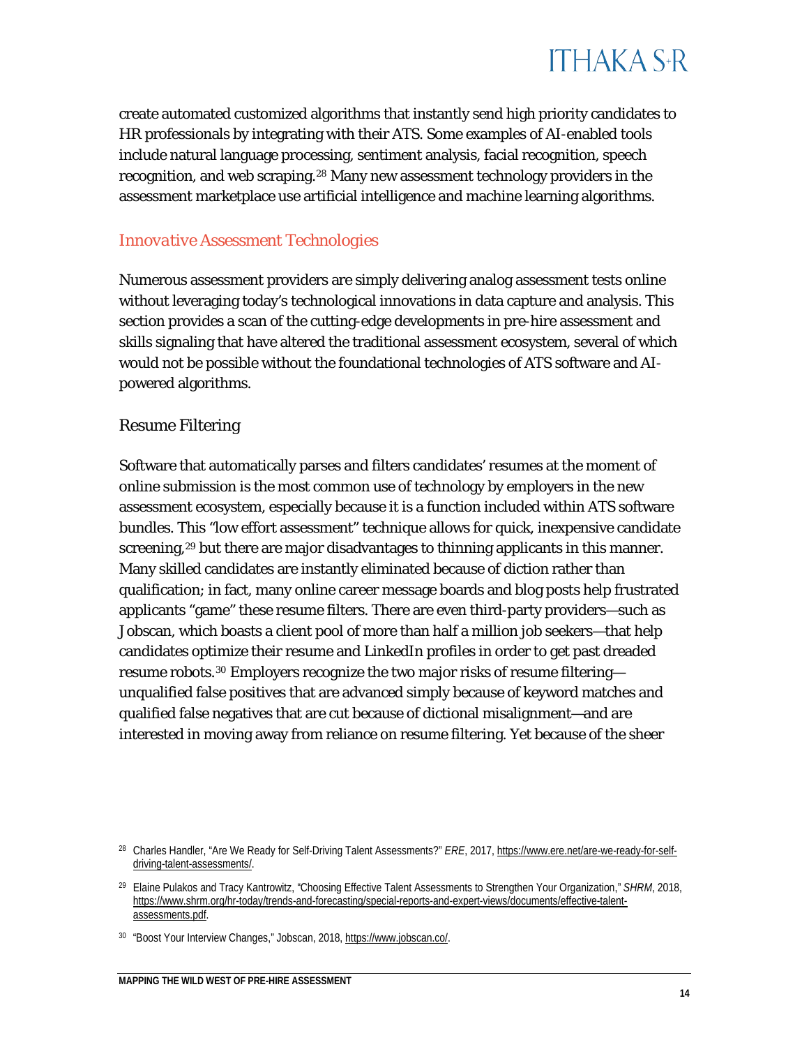create automated customized algorithms that instantly send high priority candidates to HR professionals by integrating with their ATS. Some examples of AI-enabled tools include natural language processing, sentiment analysis, facial recognition, speech recognition, and web scraping.[28] Many new assessment technology providers in the assessment marketplace use artificial intelligence and machine learning algorithms.

## *Innovative Assessment Technologies*

Numerous assessment providers are simply delivering analog assessment tests online without leveraging today's technological innovations in data capture and analysis. This section provides a scan of the cutting-edge developments in pre-hire assessment and skills signaling that have altered the traditional assessment ecosystem, several of which would not be possible without the foundational technologies of ATS software and AI-powered algorithms.

### Resume Filtering

Software that automatically parses and filters candidates' resumes at the moment of online submission is the most common use of technology by employers in the new assessment ecosystem, especially because it is a function included within ATS software bundles. This "low effort assessment" technique allows for quick, inexpensive candidate screening,[29] but there are major disadvantages to thinning applicants in this manner. Many skilled candidates are instantly eliminated because of diction rather than qualification; in fact, many online career message boards and blog posts help frustrated applicants "game" these resume filters. There are even third-party providers—such as Jobscan, which boasts a client pool of more than half a million job seekers—that help candidates optimize their resume and LinkedIn profiles in order to get past dreaded resume robots.[30] Employers recognize the two major risks of resume filtering—unqualified false positives that are advanced simply because of keyword matches and qualified false negatives that are cut because of dictional misalignment—and are interested in moving away from reliance on resume filtering. Yet because of the sheer

---

[28] Charles Handler, "Are We Ready for Self-Driving Talent Assessments?" *ERE*, 2017, https://www.ere.net/are-we-ready-for-self-driving-talent-assessments/.

[29] Elaine Pulakos and Tracy Kantrowitz, "Choosing Effective Talent Assessments to Strengthen Your Organization," *SHRM*, 2018, https://www.shrm.org/hr-today/trends-and-forecasting/special-reports-and-expert-views/documents/effective-talent-assessments.pdf.

[30] "Boost Your Interview Changes," Jobscan, 2018, https://www.jobscan.co/.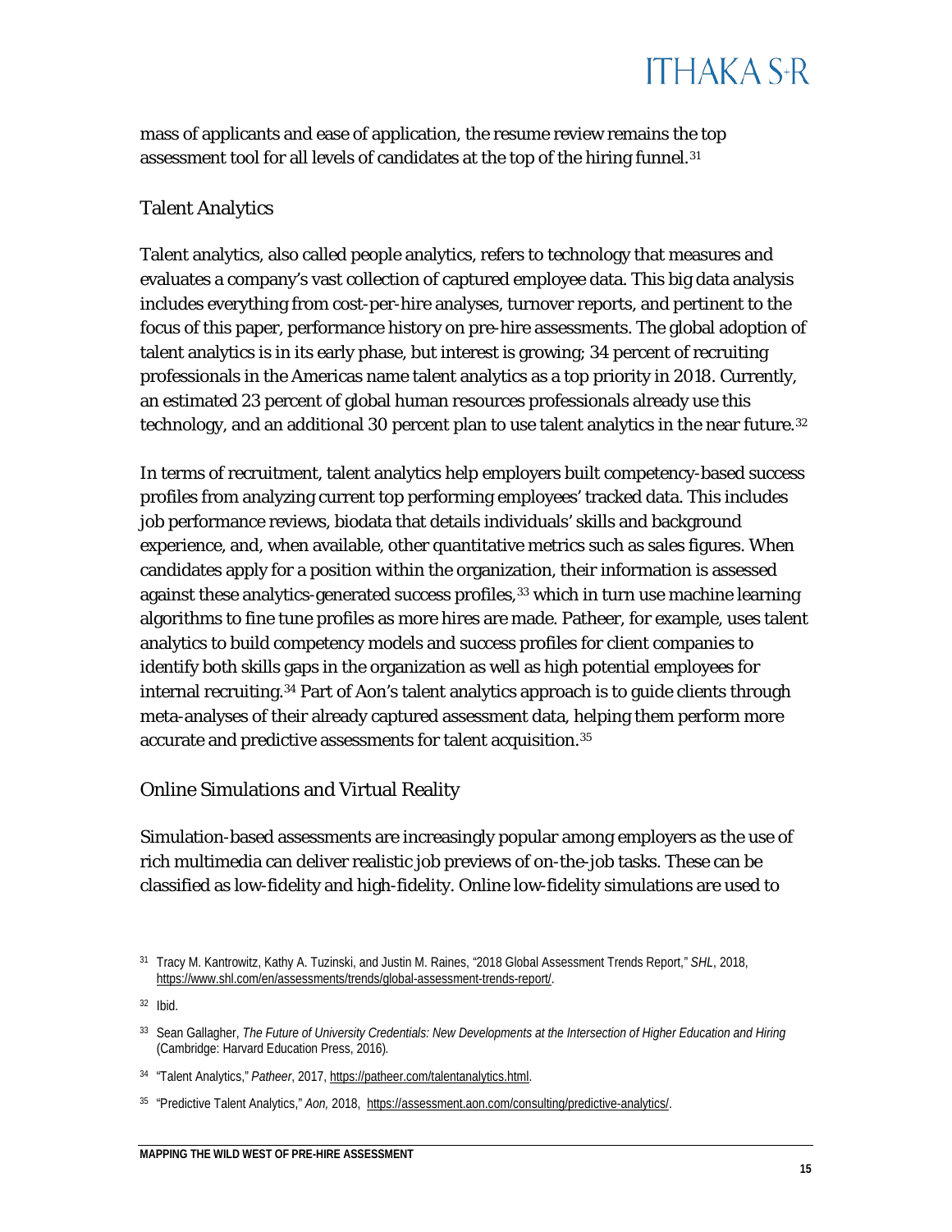mass of applicants and ease of application, the resume review remains the top assessment tool for all levels of candidates at the top of the hiring funnel.[31]

## Talent Analytics

Talent analytics, also called people analytics, refers to technology that measures and evaluates a company's vast collection of captured employee data. This big data analysis includes everything from cost-per-hire analyses, turnover reports, and pertinent to the focus of this paper, performance history on pre-hire assessments. The global adoption of talent analytics is in its early phase, but interest is growing; 34 percent of recruiting professionals in the Americas name talent analytics as a top priority in 2018. Currently, an estimated 23 percent of global human resources professionals already use this technology, and an additional 30 percent plan to use talent analytics in the near future.[32]

In terms of recruitment, talent analytics help employers built competency-based success profiles from analyzing current top performing employees' tracked data. This includes job performance reviews, biodata that details individuals' skills and background experience, and, when available, other quantitative metrics such as sales figures. When candidates apply for a position within the organization, their information is assessed against these analytics-generated success profiles,[33] which in turn use machine learning algorithms to fine tune profiles as more hires are made. Patheer, for example, uses talent analytics to build competency models and success profiles for client companies to identify both skills gaps in the organization as well as high potential employees for internal recruiting.[34] Part of Aon's talent analytics approach is to guide clients through meta-analyses of their already captured assessment data, helping them perform more accurate and predictive assessments for talent acquisition.[35]

## Online Simulations and Virtual Reality

Simulation-based assessments are increasingly popular among employers as the use of rich multimedia can deliver realistic job previews of on-the-job tasks. These can be classified as low-fidelity and high-fidelity. Online low-fidelity simulations are used to

---

[31] Tracy M. Kantrowitz, Kathy A. Tuzinski, and Justin M. Raines, "2018 Global Assessment Trends Report," *SHL*, 2018, https://www.shl.com/en/assessments/trends/global-assessment-trends-report/.

[32] Ibid.

[33] Sean Gallagher, *The Future of University Credentials: New Developments at the Intersection of Higher Education and Hiring* (Cambridge: Harvard Education Press, 2016).

[34] "Talent Analytics," *Patheer*, 2017, https://patheer.com/talentanalytics.html.

[35] "Predictive Talent Analytics," *Aon*, 2018, https://assessment.aon.com/consulting/predictive-analytics/.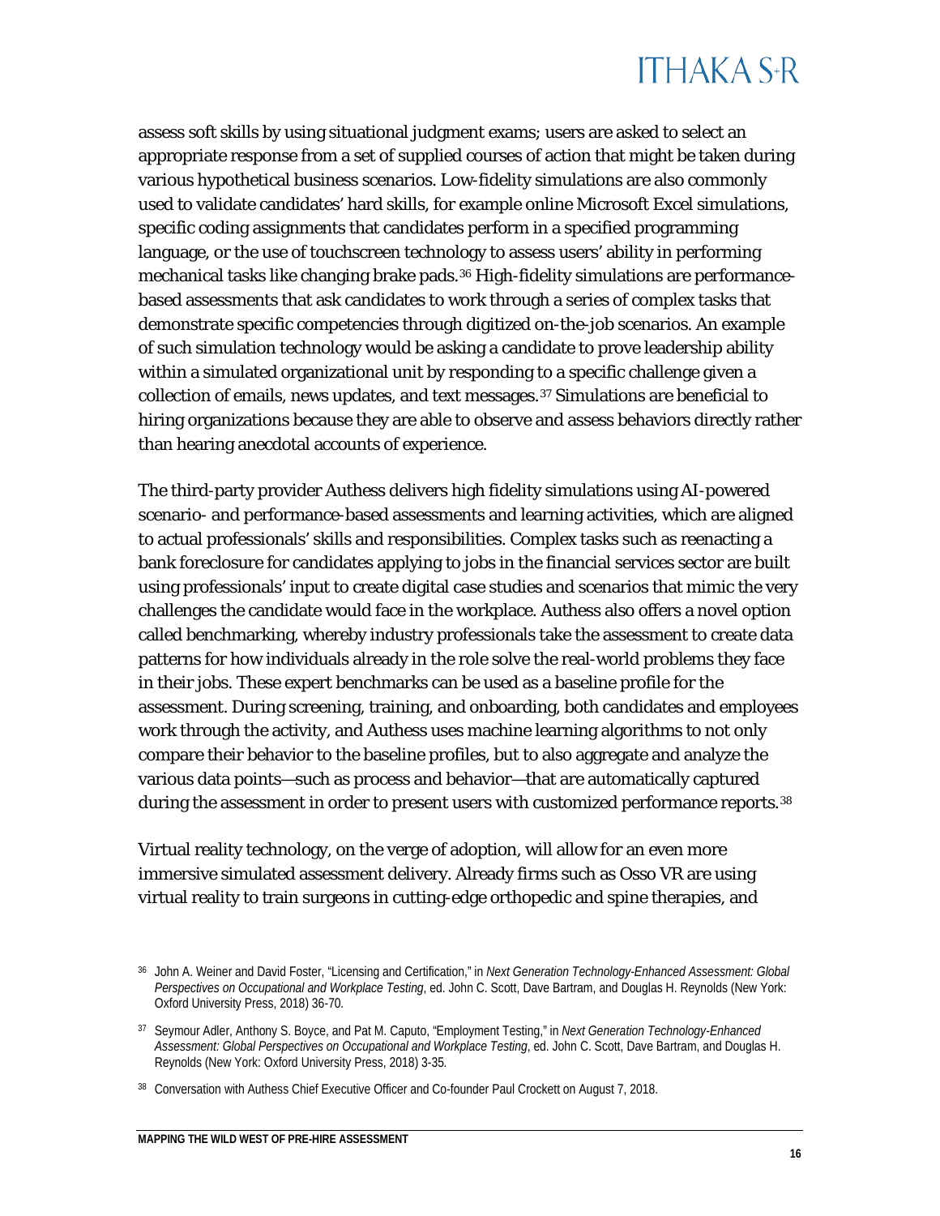assess soft skills by using situational judgment exams; users are asked to select an appropriate response from a set of supplied courses of action that might be taken during various hypothetical business scenarios. Low-fidelity simulations are also commonly used to validate candidates' hard skills, for example online Microsoft Excel simulations, specific coding assignments that candidates perform in a specified programming language, or the use of touchscreen technology to assess users' ability in performing mechanical tasks like changing brake pads.[36] High-fidelity simulations are performance-based assessments that ask candidates to work through a series of complex tasks that demonstrate specific competencies through digitized on-the-job scenarios. An example of such simulation technology would be asking a candidate to prove leadership ability within a simulated organizational unit by responding to a specific challenge given a collection of emails, news updates, and text messages.[37] Simulations are beneficial to hiring organizations because they are able to observe and assess behaviors directly rather than hearing anecdotal accounts of experience.

The third-party provider Authess delivers high fidelity simulations using AI-powered scenario- and performance-based assessments and learning activities, which are aligned to actual professionals' skills and responsibilities. Complex tasks such as reenacting a bank foreclosure for candidates applying to jobs in the financial services sector are built using professionals' input to create digital case studies and scenarios that mimic the very challenges the candidate would face in the workplace. Authess also offers a novel option called benchmarking, whereby industry professionals take the assessment to create data patterns for how individuals already in the role solve the real-world problems they face in their jobs. These expert benchmarks can be used as a baseline profile for the assessment. During screening, training, and onboarding, both candidates and employees work through the activity, and Authess uses machine learning algorithms to not only compare their behavior to the baseline profiles, but to also aggregate and analyze the various data points—such as process and behavior—that are automatically captured during the assessment in order to present users with customized performance reports.[38]

Virtual reality technology, on the verge of adoption, will allow for an even more immersive simulated assessment delivery. Already firms such as Osso VR are using virtual reality to train surgeons in cutting-edge orthopedic and spine therapies, and

[36] John A. Weiner and David Foster, "Licensing and Certification," in *Next Generation Technology-Enhanced Assessment: Global Perspectives on Occupational and Workplace Testing*, ed. John C. Scott, Dave Bartram, and Douglas H. Reynolds (New York: Oxford University Press, 2018) 36-70.

[37] Seymour Adler, Anthony S. Boyce, and Pat M. Caputo, "Employment Testing," in *Next Generation Technology-Enhanced Assessment: Global Perspectives on Occupational and Workplace Testing*, ed. John C. Scott, Dave Bartram, and Douglas H. Reynolds (New York: Oxford University Press, 2018) 3-35.

[38] Conversation with Authess Chief Executive Officer and Co-founder Paul Crockett on August 7, 2018.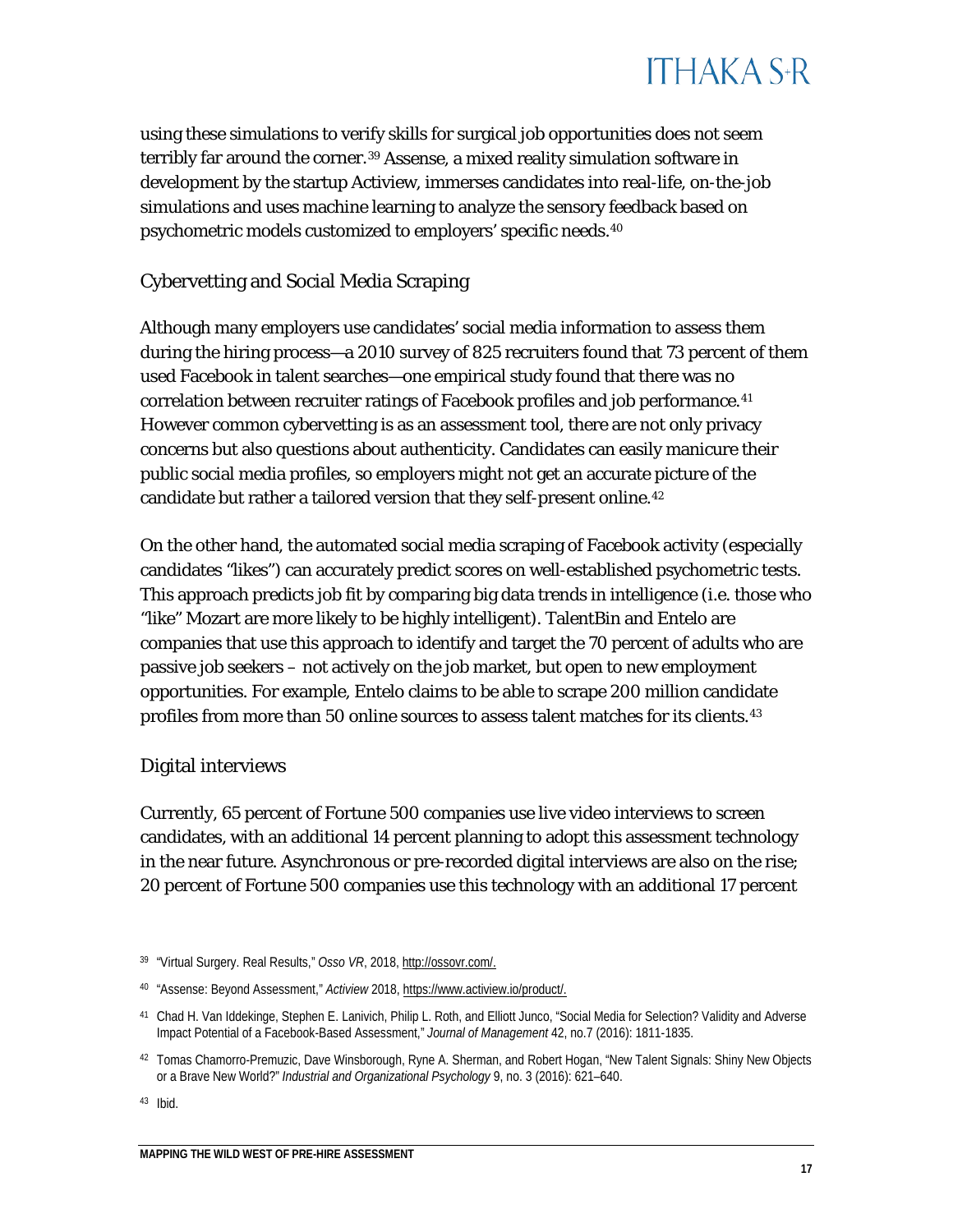using these simulations to verify skills for surgical job opportunities does not seem terribly far around the corner.[39] Assense, a mixed reality simulation software in development by the startup Actiview, immerses candidates into real-life, on-the-job simulations and uses machine learning to analyze the sensory feedback based on psychometric models customized to employers' specific needs.[40]

## Cybervetting and Social Media Scraping

Although many employers use candidates' social media information to assess them during the hiring process—a 2010 survey of 825 recruiters found that 73 percent of them used Facebook in talent searches—one empirical study found that there was no correlation between recruiter ratings of Facebook profiles and job performance.[41] However common cybervetting is as an assessment tool, there are not only privacy concerns but also questions about authenticity. Candidates can easily manicure their public social media profiles, so employers might not get an accurate picture of the candidate but rather a tailored version that they self-present online.[42]

On the other hand, the automated social media scraping of Facebook activity (especially candidates "likes") can accurately predict scores on well-established psychometric tests. This approach predicts job fit by comparing big data trends in intelligence (i.e. those who "like" Mozart are more likely to be highly intelligent). TalentBin and Entelo are companies that use this approach to identify and target the 70 percent of adults who are passive job seekers – not actively on the job market, but open to new employment opportunities. For example, Entelo claims to be able to scrape 200 million candidate profiles from more than 50 online sources to assess talent matches for its clients.[43]

## Digital interviews

Currently, 65 percent of Fortune 500 companies use live video interviews to screen candidates, with an additional 14 percent planning to adopt this assessment technology in the near future. Asynchronous or pre-recorded digital interviews are also on the rise; 20 percent of Fortune 500 companies use this technology with an additional 17 percent

---

[39] "Virtual Surgery. Real Results," *Osso VR*, 2018, http://ossovr.com/.

[40] "Assense: Beyond Assessment," *Actiview* 2018, https://www.actiview.io/product/.

[41] Chad H. Van Iddekinge, Stephen E. Lanivich, Philip L. Roth, and Elliott Junco, "Social Media for Selection? Validity and Adverse Impact Potential of a Facebook-Based Assessment," *Journal of Management* 42, no.7 (2016): 1811-1835.

[42] Tomas Chamorro-Premuzic, Dave Winsborough, Ryne A. Sherman, and Robert Hogan, "New Talent Signals: Shiny New Objects or a Brave New World?" *Industrial and Organizational Psychology* 9, no. 3 (2016): 621–640.

[43] Ibid.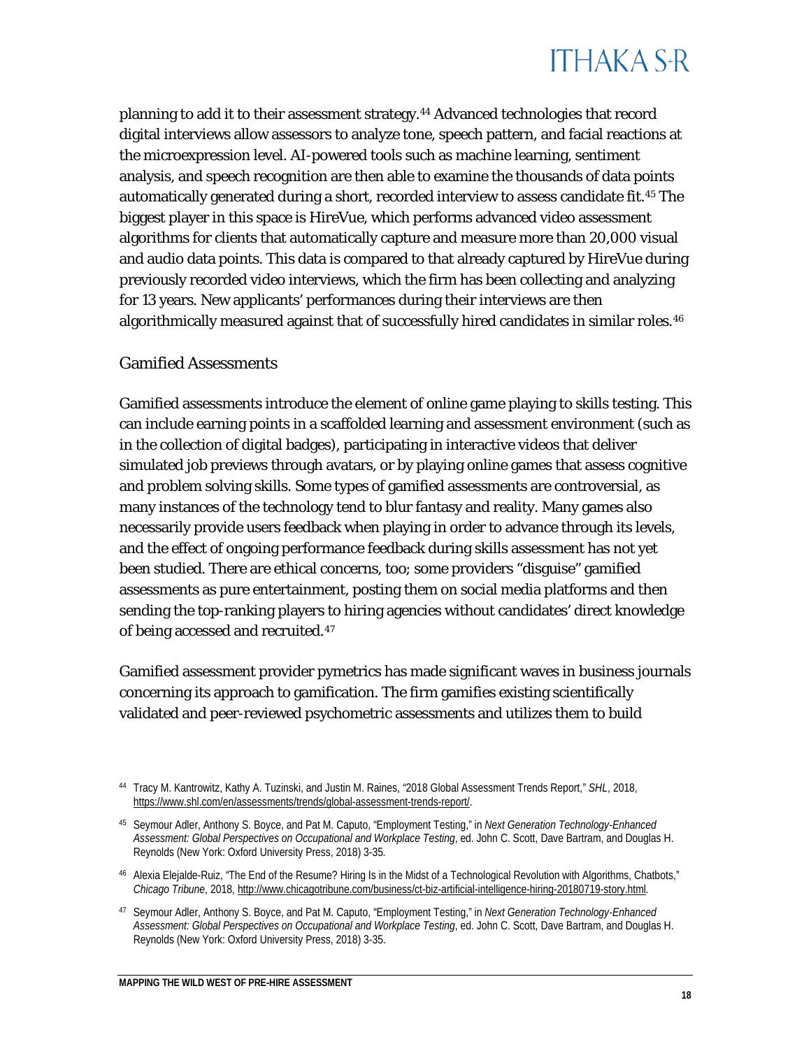planning to add it to their assessment strategy.[44] Advanced technologies that record digital interviews allow assessors to analyze tone, speech pattern, and facial reactions at the microexpression level. AI-powered tools such as machine learning, sentiment analysis, and speech recognition are then able to examine the thousands of data points automatically generated during a short, recorded interview to assess candidate fit.[45] The biggest player in this space is HireVue, which performs advanced video assessment algorithms for clients that automatically capture and measure more than 20,000 visual and audio data points. This data is compared to that already captured by HireVue during previously recorded video interviews, which the firm has been collecting and analyzing for 13 years. New applicants' performances during their interviews are then algorithmically measured against that of successfully hired candidates in similar roles.[46]

### Gamified Assessments

Gamified assessments introduce the element of online game playing to skills testing. This can include earning points in a scaffolded learning and assessment environment (such as in the collection of digital badges), participating in interactive videos that deliver simulated job previews through avatars, or by playing online games that assess cognitive and problem solving skills. Some types of gamified assessments are controversial, as many instances of the technology tend to blur fantasy and reality. Many games also necessarily provide users feedback when playing in order to advance through its levels, and the effect of ongoing performance feedback during skills assessment has not yet been studied. There are ethical concerns, too; some providers "disguise" gamified assessments as pure entertainment, posting them on social media platforms and then sending the top-ranking players to hiring agencies without candidates' direct knowledge of being accessed and recruited.[47]

Gamified assessment provider pymetrics has made significant waves in business journals concerning its approach to gamification. The firm gamifies existing scientifically validated and peer-reviewed psychometric assessments and utilizes them to build

---

[44] Tracy M. Kantrowitz, Kathy A. Tuzinski, and Justin M. Raines, "2018 Global Assessment Trends Report," *SHL*, 2018, https://www.shl.com/en/assessments/trends/global-assessment-trends-report/.

[45] Seymour Adler, Anthony S. Boyce, and Pat M. Caputo, "Employment Testing," in *Next Generation Technology-Enhanced Assessment: Global Perspectives on Occupational and Workplace Testing*, ed. John C. Scott, Dave Bartram, and Douglas H. Reynolds (New York: Oxford University Press, 2018) 3-35.

[46] Alexia Elejalde-Ruiz, "The End of the Resume? Hiring Is in the Midst of a Technological Revolution with Algorithms, Chatbots," *Chicago Tribune*, 2018, http://www.chicagotribune.com/business/ct-biz-artificial-intelligence-hiring-20180719-story.html.

[47] Seymour Adler, Anthony S. Boyce, and Pat M. Caputo, "Employment Testing," in *Next Generation Technology-Enhanced Assessment: Global Perspectives on Occupational and Workplace Testing*, ed. John C. Scott, Dave Bartram, and Douglas H. Reynolds (New York: Oxford University Press, 2018) 3-35.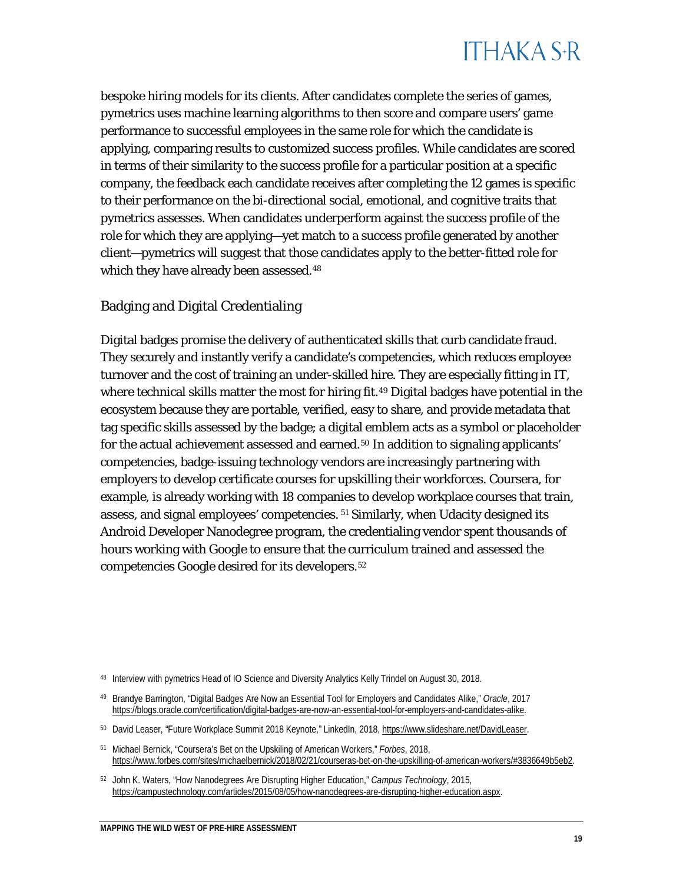bespoke hiring models for its clients. After candidates complete the series of games, pymetrics uses machine learning algorithms to then score and compare users' game performance to successful employees in the same role for which the candidate is applying, comparing results to customized success profiles. While candidates are scored in terms of their similarity to the success profile for a particular position at a specific company, the feedback each candidate receives after completing the 12 games is specific to their performance on the bi-directional social, emotional, and cognitive traits that pymetrics assesses. When candidates underperform against the success profile of the role for which they are applying—yet match to a success profile generated by another client—pymetrics will suggest that those candidates apply to the better-fitted role for which they have already been assessed.[48]

## Badging and Digital Credentialing

Digital badges promise the delivery of authenticated skills that curb candidate fraud. They securely and instantly verify a candidate's competencies, which reduces employee turnover and the cost of training an under-skilled hire. They are especially fitting in IT, where technical skills matter the most for hiring fit.[49] Digital badges have potential in the ecosystem because they are portable, verified, easy to share, and provide metadata that tag specific skills assessed by the badge; a digital emblem acts as a symbol or placeholder for the actual achievement assessed and earned.[50] In addition to signaling applicants' competencies, badge-issuing technology vendors are increasingly partnering with employers to develop certificate courses for upskilling their workforces. Coursera, for example, is already working with 18 companies to develop workplace courses that train, assess, and signal employees' competencies. [51] Similarly, when Udacity designed its Android Developer Nanodegree program, the credentialing vendor spent thousands of hours working with Google to ensure that the curriculum trained and assessed the competencies Google desired for its developers.[52]

---

[48] Interview with pymetrics Head of IO Science and Diversity Analytics Kelly Trindel on August 30, 2018.

[49] Brandye Barrington, "Digital Badges Are Now an Essential Tool for Employers and Candidates Alike," *Oracle*, 2017 https://blogs.oracle.com/certification/digital-badges-are-now-an-essential-tool-for-employers-and-candidates-alike.

[50] David Leaser, "Future Workplace Summit 2018 Keynote," LinkedIn, 2018, https://www.slideshare.net/DavidLeaser.

[51] Michael Bernick, "Coursera's Bet on the Upskiling of American Workers," *Forbes*, 2018, https://www.forbes.com/sites/michaelbernick/2018/02/21/courseras-bet-on-the-upskilling-of-american-workers/#3836649b5eb2.

[52] John K. Waters, "How Nanodegrees Are Disrupting Higher Education," *Campus Technology*, 2015, https://campustechnology.com/articles/2015/08/05/how-nanodegrees-are-disrupting-higher-education.aspx.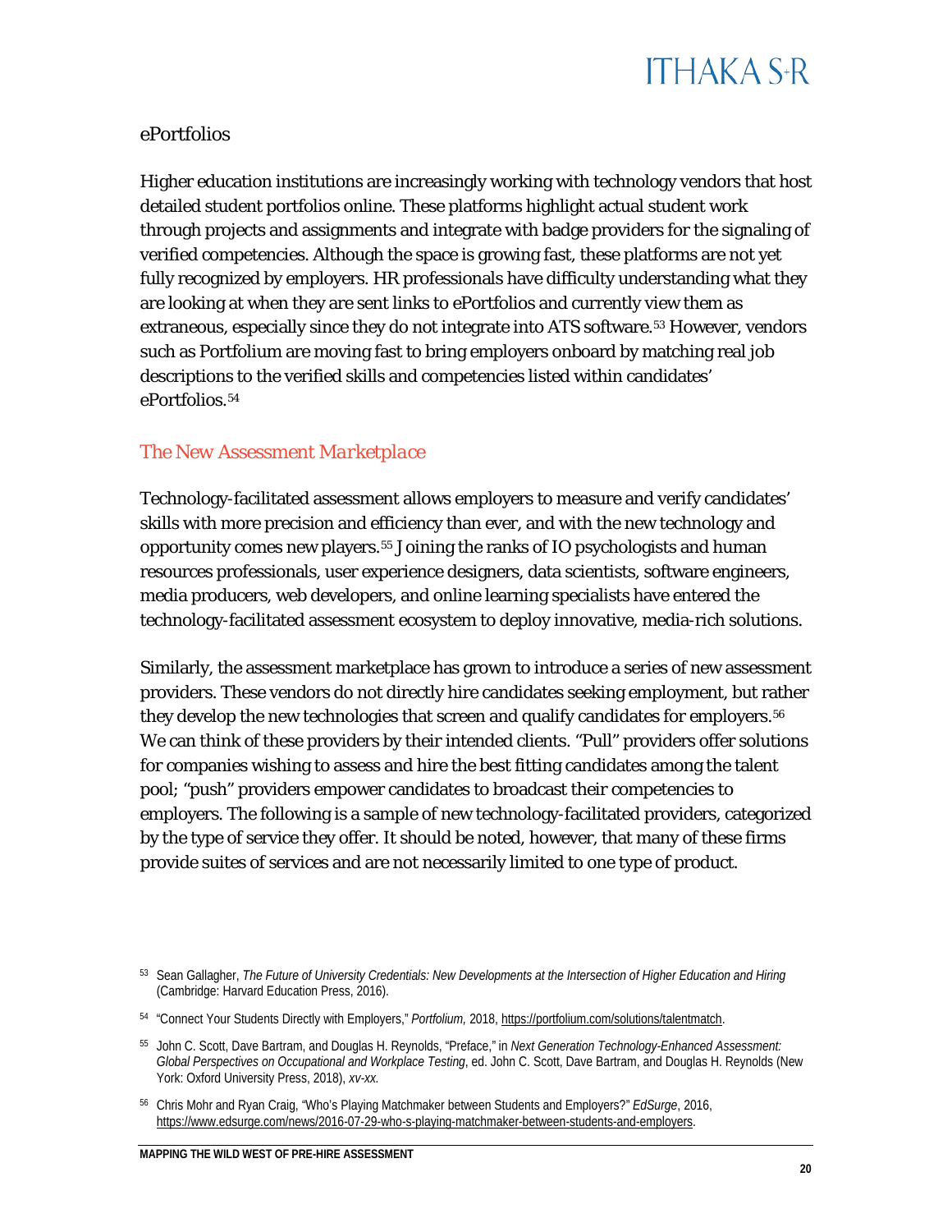### ePortfolios

Higher education institutions are increasingly working with technology vendors that host detailed student portfolios online. These platforms highlight actual student work through projects and assignments and integrate with badge providers for the signaling of verified competencies. Although the space is growing fast, these platforms are not yet fully recognized by employers. HR professionals have difficulty understanding what they are looking at when they are sent links to ePortfolios and currently view them as extraneous, especially since they do not integrate into ATS software.[53] However, vendors such as Portfolium are moving fast to bring employers onboard by matching real job descriptions to the verified skills and competencies listed within candidates' ePortfolios.[54]

## *The New Assessment Marketplace*

Technology-facilitated assessment allows employers to measure and verify candidates' skills with more precision and efficiency than ever, and with the new technology and opportunity comes new players.[55] Joining the ranks of IO psychologists and human resources professionals, user experience designers, data scientists, software engineers, media producers, web developers, and online learning specialists have entered the technology-facilitated assessment ecosystem to deploy innovative, media-rich solutions.

Similarly, the assessment marketplace has grown to introduce a series of new assessment providers. These vendors do not directly hire candidates seeking employment, but rather they develop the new technologies that screen and qualify candidates for employers.[56] We can think of these providers by their intended clients. "Pull" providers offer solutions for companies wishing to assess and hire the best fitting candidates among the talent pool; "push" providers empower candidates to broadcast their competencies to employers. The following is a sample of new technology-facilitated providers, categorized by the type of service they offer. It should be noted, however, that many of these firms provide suites of services and are not necessarily limited to one type of product.

---

[53] Sean Gallagher, *The Future of University Credentials: New Developments at the Intersection of Higher Education and Hiring* (Cambridge: Harvard Education Press, 2016).

[54] "Connect Your Students Directly with Employers," *Portfolium,* 2018, https://portfolium.com/solutions/talentmatch.

[55] John C. Scott, Dave Bartram, and Douglas H. Reynolds, "Preface," in *Next Generation Technology-Enhanced Assessment: Global Perspectives on Occupational and Workplace Testing*, ed. John C. Scott, Dave Bartram, and Douglas H. Reynolds (New York: Oxford University Press, 2018), *xv-xx.*

[56] Chris Mohr and Ryan Craig, "Who's Playing Matchmaker between Students and Employers?" *EdSurge*, 2016, https://www.edsurge.com/news/2016-07-29-who-s-playing-matchmaker-between-students-and-employers.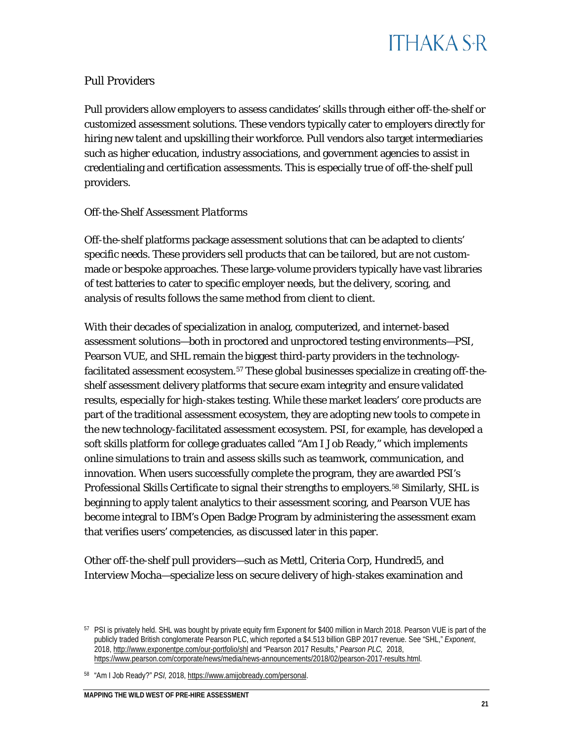## Pull Providers

Pull providers allow employers to assess candidates' skills through either off-the-shelf or customized assessment solutions. These vendors typically cater to employers directly for hiring new talent and upskilling their workforce. Pull vendors also target intermediaries such as higher education, industry associations, and government agencies to assist in credentialing and certification assessments. This is especially true of off-the-shelf pull providers.

### *Off-the-Shelf Assessment Platforms*

Off-the-shelf platforms package assessment solutions that can be adapted to clients' specific needs. These providers sell products that can be tailored, but are not custom-made or bespoke approaches. These large-volume providers typically have vast libraries of test batteries to cater to specific employer needs, but the delivery, scoring, and analysis of results follows the same method from client to client.

With their decades of specialization in analog, computerized, and internet-based assessment solutions—both in proctored and unproctored testing environments—PSI, Pearson VUE, and SHL remain the biggest third-party providers in the technology-facilitated assessment ecosystem.[57] These global businesses specialize in creating off-the-shelf assessment delivery platforms that secure exam integrity and ensure validated results, especially for high-stakes testing. While these market leaders' core products are part of the traditional assessment ecosystem, they are adopting new tools to compete in the new technology-facilitated assessment ecosystem. PSI, for example, has developed a soft skills platform for college graduates called "Am I Job Ready," which implements online simulations to train and assess skills such as teamwork, communication, and innovation. When users successfully complete the program, they are awarded PSI's Professional Skills Certificate to signal their strengths to employers.[58] Similarly, SHL is beginning to apply talent analytics to their assessment scoring, and Pearson VUE has become integral to IBM's Open Badge Program by administering the assessment exam that verifies users' competencies, as discussed later in this paper.

Other off-the-shelf pull providers—such as Mettl, Criteria Corp, Hundred5, and Interview Mocha—specialize less on secure delivery of high-stakes examination and

[57] PSI is privately held. SHL was bought by private equity firm Exponent for $400 million in March 2018. Pearson VUE is part of the publicly traded British conglomerate Pearson PLC, which reported a $4.513 billion GBP 2017 revenue. See "SHL," *Exponent*, 2018, http://www.exponentpe.com/our-portfolio/shl and "Pearson 2017 Results," *Pearson PLC*, 2018, https://www.pearson.com/corporate/news/media/news-announcements/2018/02/pearson-2017-results.html.

[58] "Am I Job Ready?" *PSI*, 2018, https://www.amijobready.com/personal.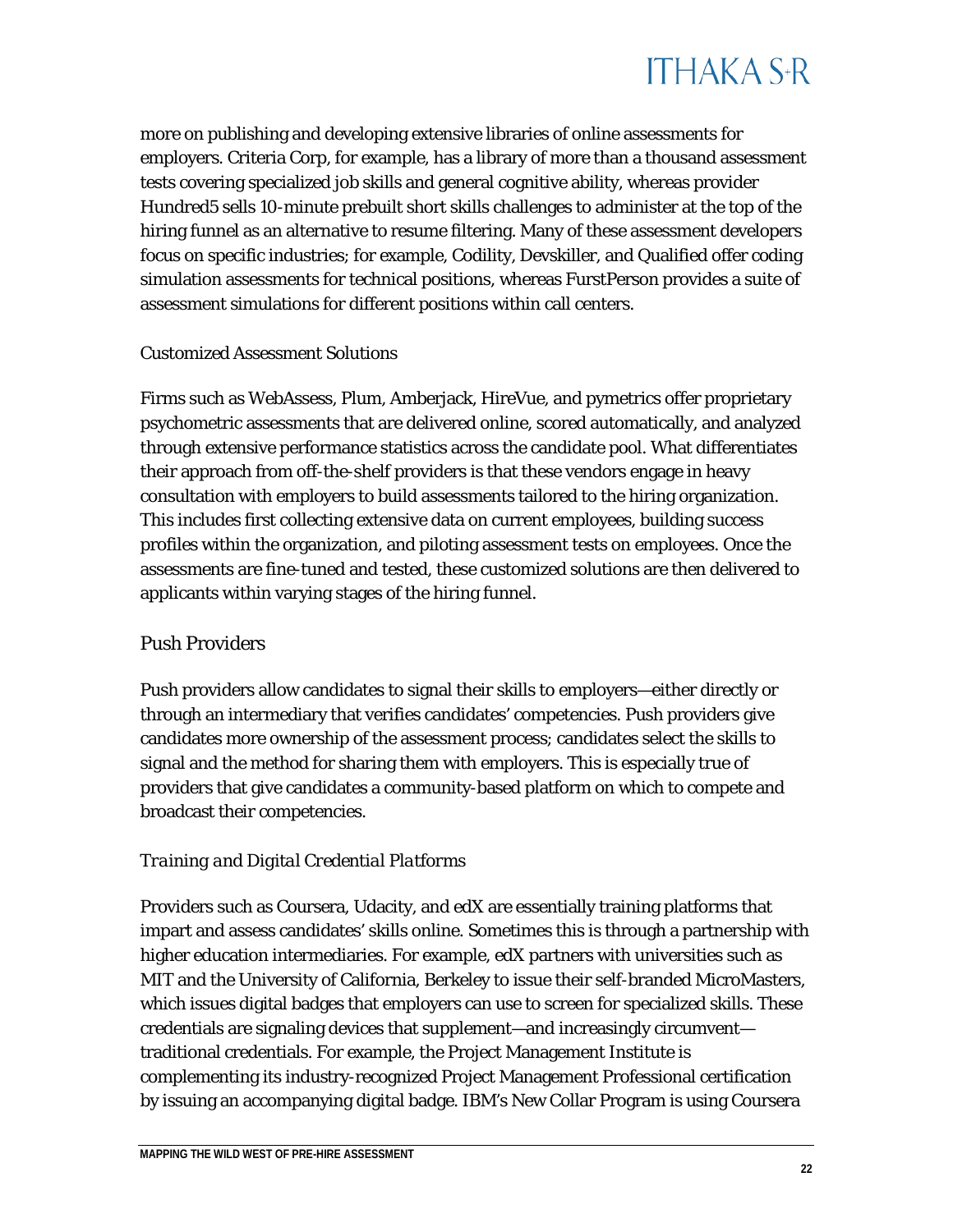more on publishing and developing extensive libraries of online assessments for employers. Criteria Corp, for example, has a library of more than a thousand assessment tests covering specialized job skills and general cognitive ability, whereas provider Hundred5 sells 10-minute prebuilt short skills challenges to administer at the top of the hiring funnel as an alternative to resume filtering. Many of these assessment developers focus on specific industries; for example, Codility, Devskiller, and Qualified offer coding simulation assessments for technical positions, whereas FurstPerson provides a suite of assessment simulations for different positions within call centers.

#### Customized Assessment Solutions

Firms such as WebAssess, Plum, Amberjack, HireVue, and pymetrics offer proprietary psychometric assessments that are delivered online, scored automatically, and analyzed through extensive performance statistics across the candidate pool. What differentiates their approach from off-the-shelf providers is that these vendors engage in heavy consultation with employers to build assessments tailored to the hiring organization. This includes first collecting extensive data on current employees, building success profiles within the organization, and piloting assessment tests on employees. Once the assessments are fine-tuned and tested, these customized solutions are then delivered to applicants within varying stages of the hiring funnel.

### Push Providers

Push providers allow candidates to signal their skills to employers—either directly or through an intermediary that verifies candidates' competencies. Push providers give candidates more ownership of the assessment process; candidates select the skills to signal and the method for sharing them with employers. This is especially true of providers that give candidates a community-based platform on which to compete and broadcast their competencies.

#### *Training and Digital Credential Platforms*

Providers such as Coursera, Udacity, and edX are essentially training platforms that impart and assess candidates' skills online. Sometimes this is through a partnership with higher education intermediaries. For example, edX partners with universities such as MIT and the University of California, Berkeley to issue their self-branded MicroMasters, which issues digital badges that employers can use to screen for specialized skills. These credentials are signaling devices that supplement—and increasingly circumvent—traditional credentials. For example, the Project Management Institute is complementing its industry-recognized Project Management Professional certification by issuing an accompanying digital badge. IBM's New Collar Program is using Coursera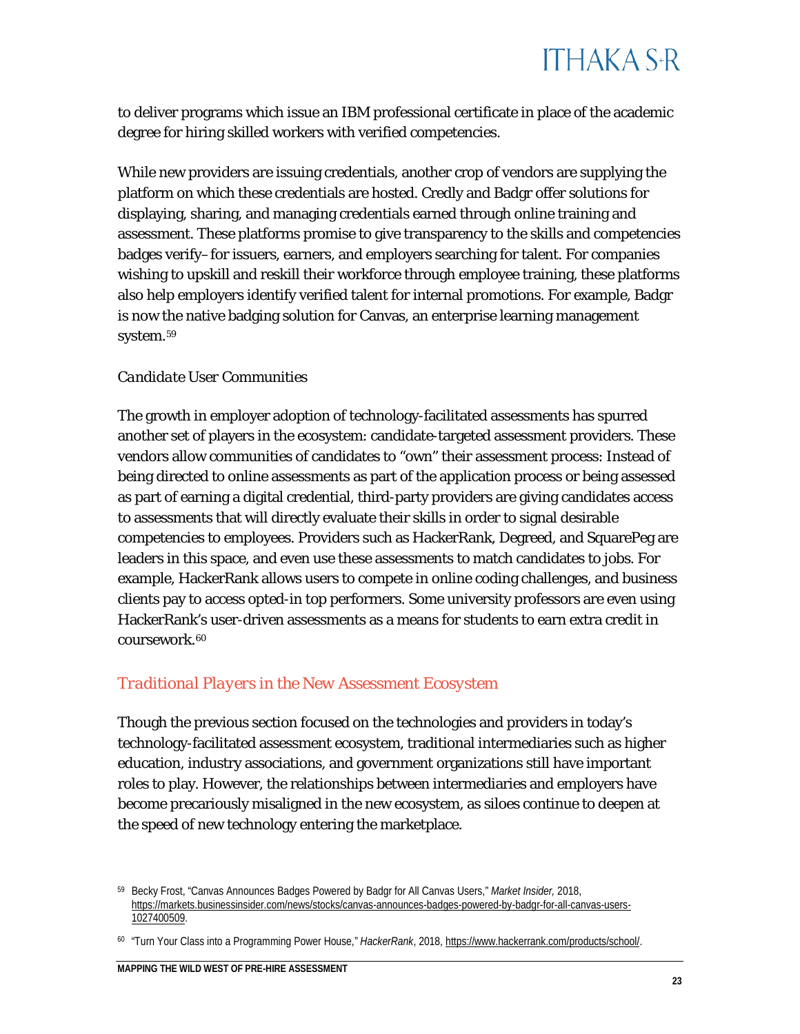to deliver programs which issue an IBM professional certificate in place of the academic degree for hiring skilled workers with verified competencies.

While new providers are issuing credentials, another crop of vendors are supplying the platform on which these credentials are hosted. Credly and Badgr offer solutions for displaying, sharing, and managing credentials earned through online training and assessment. These platforms promise to give transparency to the skills and competencies badges verify– for issuers, earners, and employers searching for talent. For companies wishing to upskill and reskill their workforce through employee training, these platforms also help employers identify verified talent for internal promotions. For example, Badgr is now the native badging solution for Canvas, an enterprise learning management system.[59]

#### *Candidate User Communities*

The growth in employer adoption of technology-facilitated assessments has spurred another set of players in the ecosystem: candidate-targeted assessment providers. These vendors allow communities of candidates to "own" their assessment process: Instead of being directed to online assessments as part of the application process or being assessed as part of earning a digital credential, third-party providers are giving candidates access to assessments that will directly evaluate their skills in order to signal desirable competencies to employees. Providers such as HackerRank, Degreed, and SquarePeg are leaders in this space, and even use these assessments to match candidates to jobs. For example, HackerRank allows users to compete in online coding challenges, and business clients pay to access opted-in top performers. Some university professors are even using HackerRank's user-driven assessments as a means for students to earn extra credit in coursework.[60]

### *Traditional Players in the New Assessment Ecosystem*

Though the previous section focused on the technologies and providers in today's technology-facilitated assessment ecosystem, traditional intermediaries such as higher education, industry associations, and government organizations still have important roles to play. However, the relationships between intermediaries and employers have become precariously misaligned in the new ecosystem, as siloes continue to deepen at the speed of new technology entering the marketplace.

---

[59] Becky Frost, "Canvas Announces Badges Powered by Badgr for All Canvas Users," *Market Insider*, 2018, https://markets.businessinsider.com/news/stocks/canvas-announces-badges-powered-by-badgr-for-all-canvas-users-1027400509.

[60] "Turn Your Class into a Programming Power House," *HackerRank*, 2018, https://www.hackerrank.com/products/school/.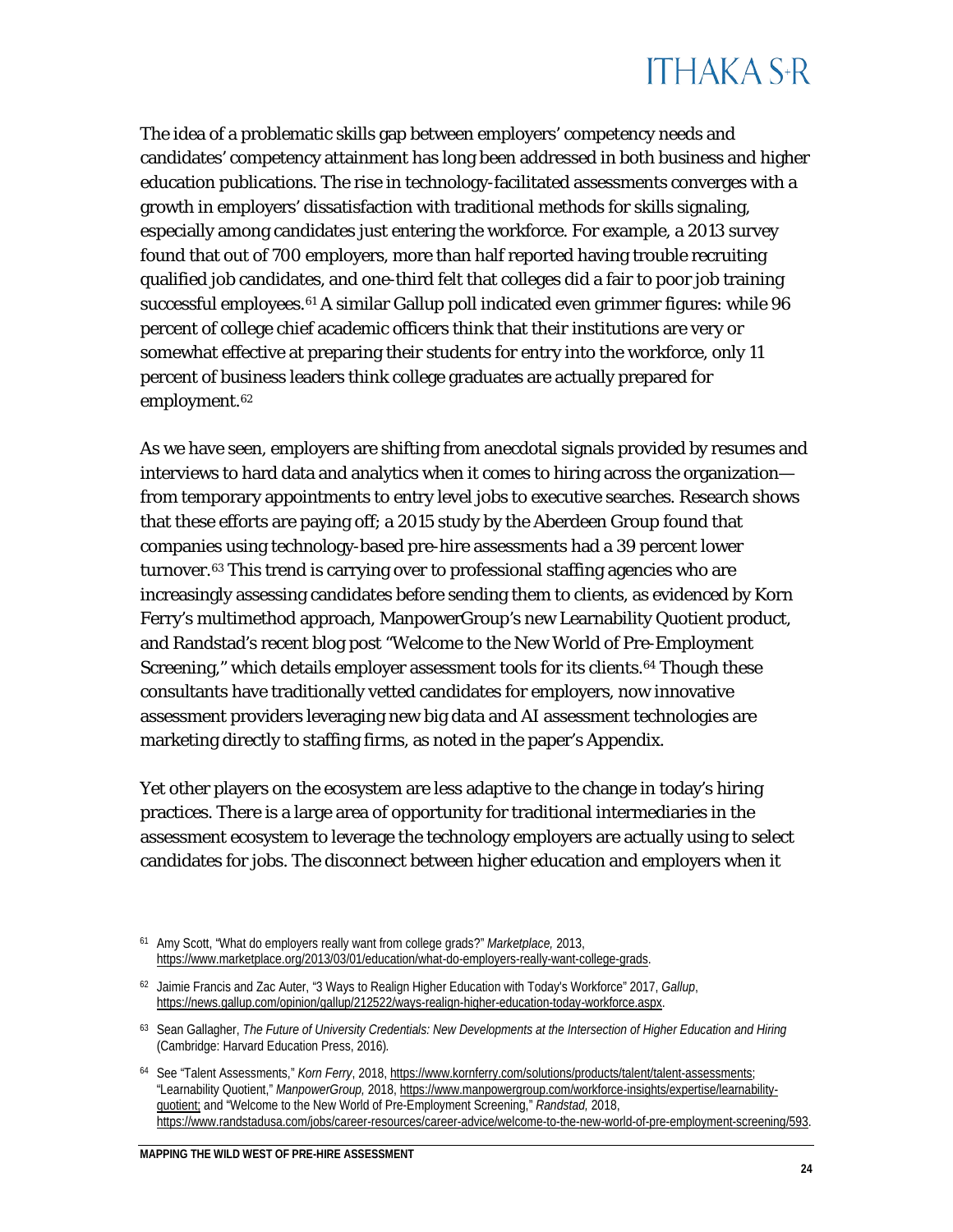The idea of a problematic skills gap between employers' competency needs and candidates' competency attainment has long been addressed in both business and higher education publications. The rise in technology-facilitated assessments converges with a growth in employers' dissatisfaction with traditional methods for skills signaling, especially among candidates just entering the workforce. For example, a 2013 survey found that out of 700 employers, more than half reported having trouble recruiting qualified job candidates, and one-third felt that colleges did a fair to poor job training successful employees.[61] A similar Gallup poll indicated even grimmer figures: while 96 percent of college chief academic officers think that their institutions are very or somewhat effective at preparing their students for entry into the workforce, only 11 percent of business leaders think college graduates are actually prepared for employment.[62]

As we have seen, employers are shifting from anecdotal signals provided by resumes and interviews to hard data and analytics when it comes to hiring across the organization—from temporary appointments to entry level jobs to executive searches. Research shows that these efforts are paying off; a 2015 study by the Aberdeen Group found that companies using technology-based pre-hire assessments had a 39 percent lower turnover.[63] This trend is carrying over to professional staffing agencies who are increasingly assessing candidates before sending them to clients, as evidenced by Korn Ferry's multimethod approach, ManpowerGroup's new Learnability Quotient product, and Randstad's recent blog post "Welcome to the New World of Pre-Employment Screening," which details employer assessment tools for its clients.[64] Though these consultants have traditionally vetted candidates for employers, now innovative assessment providers leveraging new big data and AI assessment technologies are marketing directly to staffing firms, as noted in the paper's Appendix.

Yet other players on the ecosystem are less adaptive to the change in today's hiring practices. There is a large area of opportunity for traditional intermediaries in the assessment ecosystem to leverage the technology employers are actually using to select candidates for jobs. The disconnect between higher education and employers when it

---

[61] Amy Scott, "What do employers really want from college grads?" *Marketplace,* 2013, https://www.marketplace.org/2013/03/01/education/what-do-employers-really-want-college-grads.

[62] Jaimie Francis and Zac Auter, "3 Ways to Realign Higher Education with Today's Workforce" 2017, *Gallup*, https://news.gallup.com/opinion/gallup/212522/ways-realign-higher-education-today-workforce.aspx.

[63] Sean Gallagher, *The Future of University Credentials: New Developments at the Intersection of Higher Education and Hiring* (Cambridge: Harvard Education Press, 2016).

[64] See "Talent Assessments," *Korn Ferry*, 2018, https://www.kornferry.com/solutions/products/talent/talent-assessments; "Learnability Quotient," *ManpowerGroup,* 2018, https://www.manpowergroup.com/workforce-insights/expertise/learnability-quotient; and "Welcome to the New World of Pre-Employment Screening," *Randstad,* 2018, https://www.randstadusa.com/jobs/career-resources/career-advice/welcome-to-the-new-world-of-pre-employment-screening/593.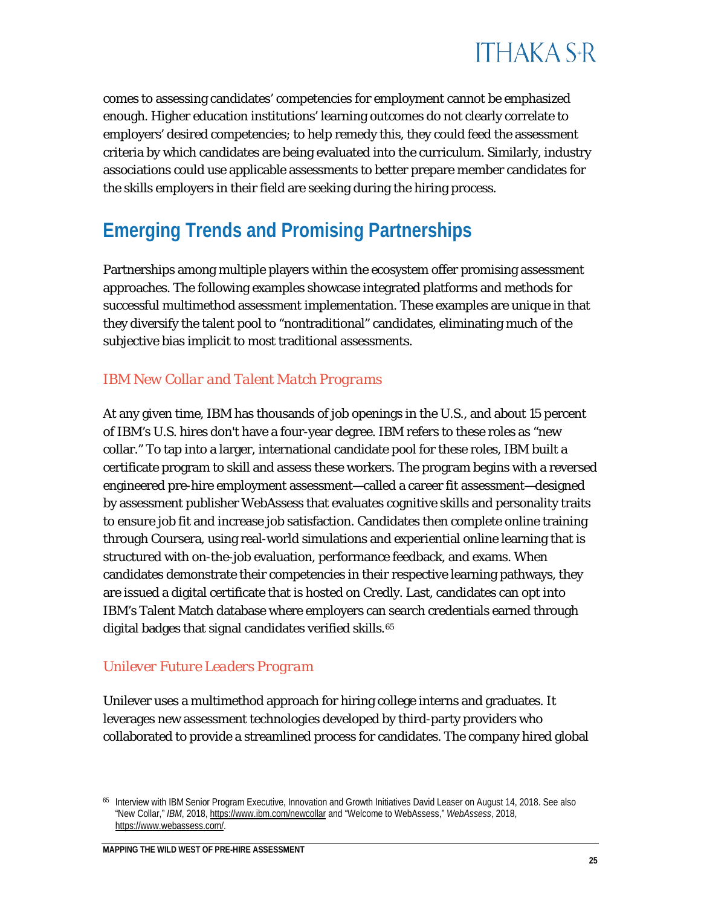comes to assessing candidates' competencies for employment cannot be emphasized enough. Higher education institutions' learning outcomes do not clearly correlate to employers' desired competencies; to help remedy this, they could feed the assessment criteria by which candidates are being evaluated into the curriculum. Similarly, industry associations could use applicable assessments to better prepare member candidates for the skills employers in their field are seeking during the hiring process.

## Emerging Trends and Promising Partnerships

Partnerships among multiple players within the ecosystem offer promising assessment approaches. The following examples showcase integrated platforms and methods for successful multimethod assessment implementation. These examples are unique in that they diversify the talent pool to "nontraditional" candidates, eliminating much of the subjective bias implicit to most traditional assessments.

### *IBM New Collar and Talent Match Programs*

At any given time, IBM has thousands of job openings in the U.S., and about 15 percent of IBM's U.S. hires don't have a four-year degree. IBM refers to these roles as "new collar." To tap into a larger, international candidate pool for these roles, IBM built a certificate program to skill and assess these workers. The program begins with a reversed engineered pre-hire employment assessment—called a career fit assessment—designed by assessment publisher WebAssess that evaluates cognitive skills and personality traits to ensure job fit and increase job satisfaction. Candidates then complete online training through Coursera, using real-world simulations and experiential online learning that is structured with on-the-job evaluation, performance feedback, and exams. When candidates demonstrate their competencies in their respective learning pathways, they are issued a digital certificate that is hosted on Credly. Last, candidates can opt into IBM's Talent Match database where employers can search credentials earned through digital badges that signal candidates verified skills.[65]

### *Unilever Future Leaders Program*

Unilever uses a multimethod approach for hiring college interns and graduates. It leverages new assessment technologies developed by third-party providers who collaborated to provide a streamlined process for candidates. The company hired global

---

[65] Interview with IBM Senior Program Executive, Innovation and Growth Initiatives David Leaser on August 14, 2018. See also "New Collar," *IBM*, 2018, https://www.ibm.com/newcollar and "Welcome to WebAssess," *WebAssess*, 2018, https://www.webassess.com/.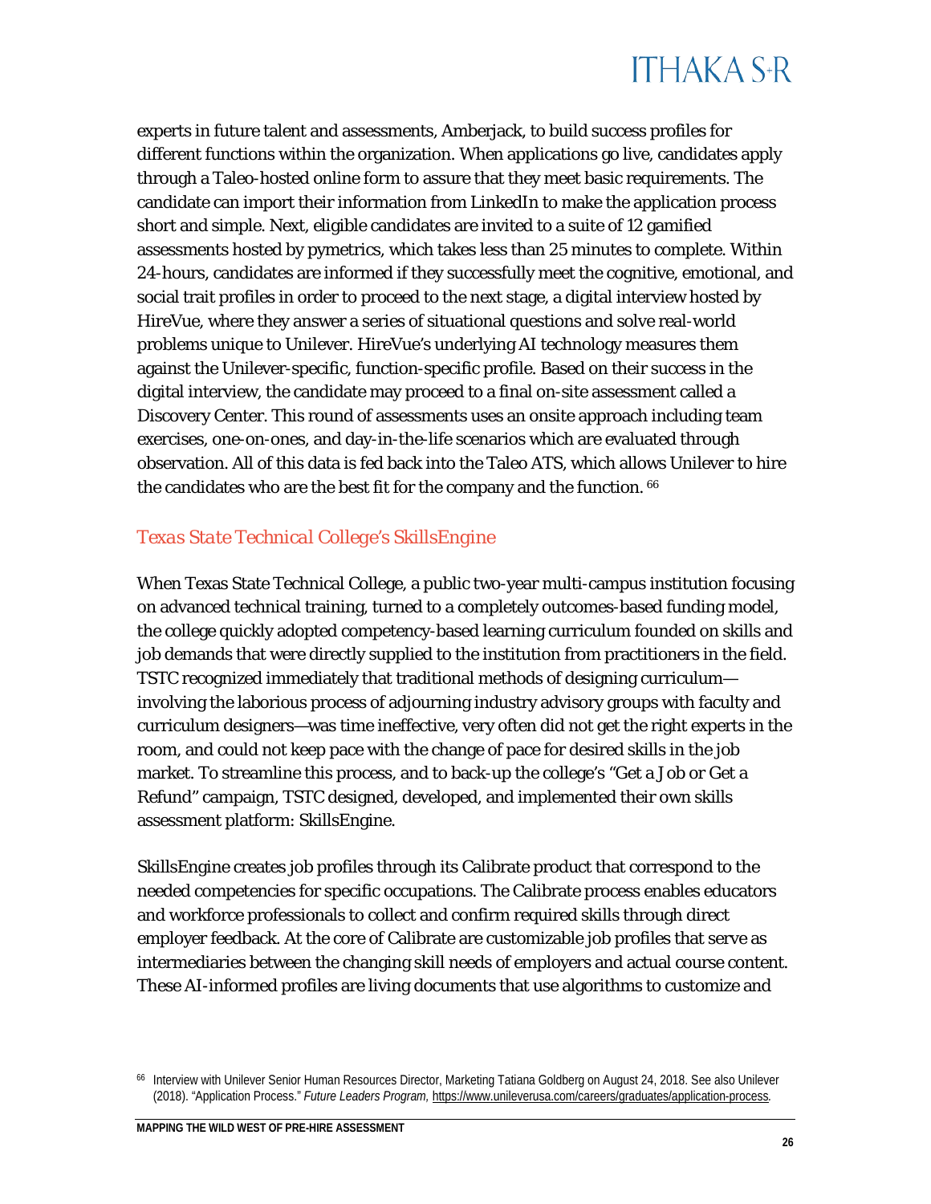experts in future talent and assessments, Amberjack, to build success profiles for different functions within the organization. When applications go live, candidates apply through a Taleo-hosted online form to assure that they meet basic requirements. The candidate can import their information from LinkedIn to make the application process short and simple. Next, eligible candidates are invited to a suite of 12 gamified assessments hosted by pymetrics, which takes less than 25 minutes to complete. Within 24-hours, candidates are informed if they successfully meet the cognitive, emotional, and social trait profiles in order to proceed to the next stage, a digital interview hosted by HireVue, where they answer a series of situational questions and solve real-world problems unique to Unilever. HireVue's underlying AI technology measures them against the Unilever-specific, function-specific profile. Based on their success in the digital interview, the candidate may proceed to a final on-site assessment called a Discovery Center. This round of assessments uses an onsite approach including team exercises, one-on-ones, and day-in-the-life scenarios which are evaluated through observation. All of this data is fed back into the Taleo ATS, which allows Unilever to hire the candidates who are the best fit for the company and the function. [66]

### *Texas State Technical College's SkillsEngine*

When Texas State Technical College, a public two-year multi-campus institution focusing on advanced technical training, turned to a completely outcomes-based funding model, the college quickly adopted competency-based learning curriculum founded on skills and job demands that were directly supplied to the institution from practitioners in the field. TSTC recognized immediately that traditional methods of designing curriculum—involving the laborious process of adjourning industry advisory groups with faculty and curriculum designers—was time ineffective, very often did not get the right experts in the room, and could not keep pace with the change of pace for desired skills in the job market. To streamline this process, and to back-up the college's "Get a Job or Get a Refund" campaign, TSTC designed, developed, and implemented their own skills assessment platform: SkillsEngine.

SkillsEngine creates job profiles through its Calibrate product that correspond to the needed competencies for specific occupations. The Calibrate process enables educators and workforce professionals to collect and confirm required skills through direct employer feedback. At the core of Calibrate are customizable job profiles that serve as intermediaries between the changing skill needs of employers and actual course content. These AI-informed profiles are living documents that use algorithms to customize and

[66] Interview with Unilever Senior Human Resources Director, Marketing Tatiana Goldberg on August 24, 2018. See also Unilever (2018). "Application Process." *Future Leaders Program*, https://www.unileverusa.com/careers/graduates/application-process.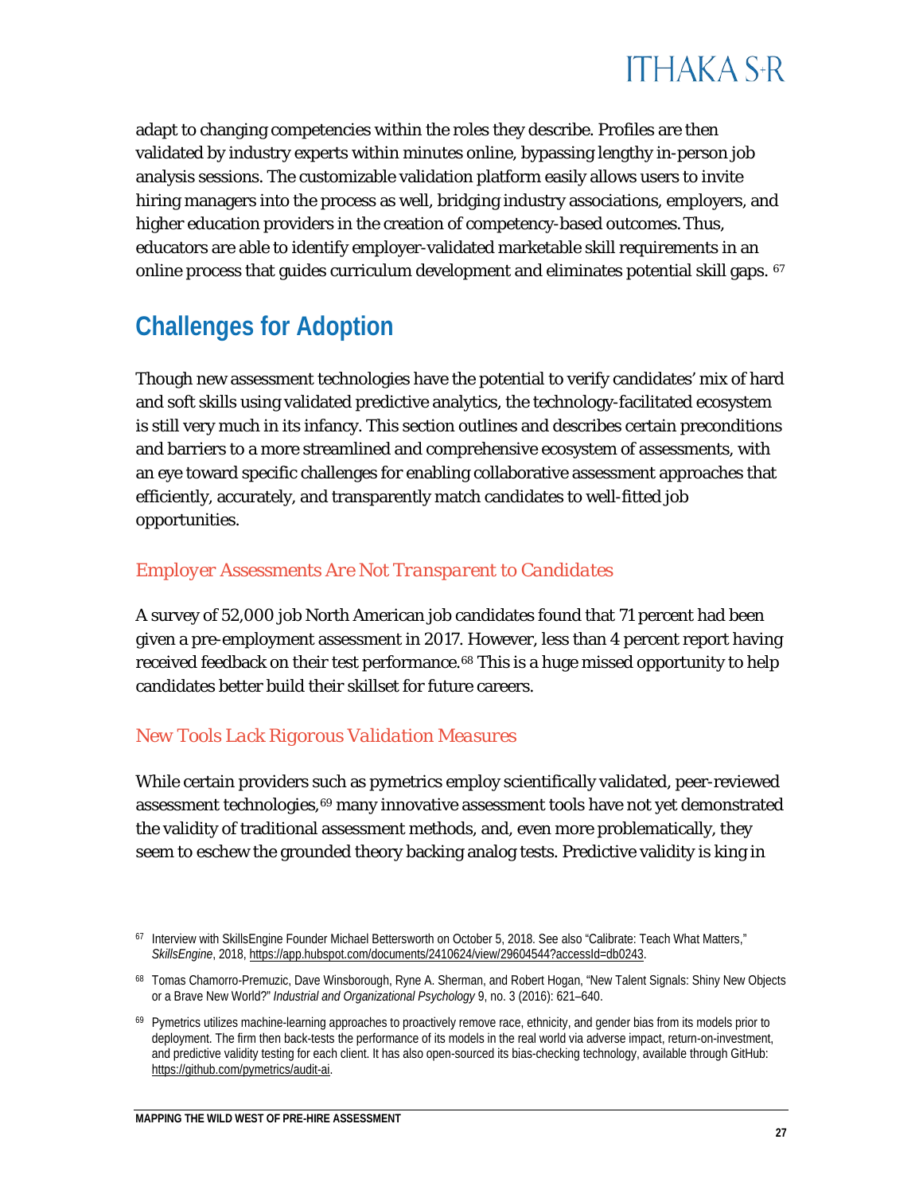adapt to changing competencies within the roles they describe. Profiles are then validated by industry experts within minutes online, bypassing lengthy in-person job analysis sessions. The customizable validation platform easily allows users to invite hiring managers into the process as well, bridging industry associations, employers, and higher education providers in the creation of competency-based outcomes. Thus, educators are able to identify employer-validated marketable skill requirements in an online process that guides curriculum development and eliminates potential skill gaps. [67]

## Challenges for Adoption

Though new assessment technologies have the potential to verify candidates' mix of hard and soft skills using validated predictive analytics, the technology-facilitated ecosystem is still very much in its infancy. This section outlines and describes certain preconditions and barriers to a more streamlined and comprehensive ecosystem of assessments, with an eye toward specific challenges for enabling collaborative assessment approaches that efficiently, accurately, and transparently match candidates to well-fitted job opportunities.

### *Employer Assessments Are Not Transparent to Candidates*

A survey of 52,000 job North American job candidates found that 71 percent had been given a pre-employment assessment in 2017. However, less than 4 percent report having received feedback on their test performance.[68] This is a huge missed opportunity to help candidates better build their skillset for future careers.

### *New Tools Lack Rigorous Validation Measures*

While certain providers such as pymetrics employ scientifically validated, peer-reviewed assessment technologies,[69] many innovative assessment tools have not yet demonstrated the validity of traditional assessment methods, and, even more problematically, they seem to eschew the grounded theory backing analog tests. Predictive validity is king in

---

[67] Interview with SkillsEngine Founder Michael Bettersworth on October 5, 2018. See also "Calibrate: Teach What Matters," *SkillsEngine*, 2018, https://app.hubspot.com/documents/2410624/view/29604544?accessId=db0243.

[68] Tomas Chamorro-Premuzic, Dave Winsborough, Ryne A. Sherman, and Robert Hogan, "New Talent Signals: Shiny New Objects or a Brave New World?" *Industrial and Organizational Psychology* 9, no. 3 (2016): 621–640.

[69] Pymetrics utilizes machine-learning approaches to proactively remove race, ethnicity, and gender bias from its models prior to deployment. The firm then back-tests the performance of its models in the real world via adverse impact, return-on-investment, and predictive validity testing for each client. It has also open-sourced its bias-checking technology, available through GitHub: https://github.com/pymetrics/audit-ai.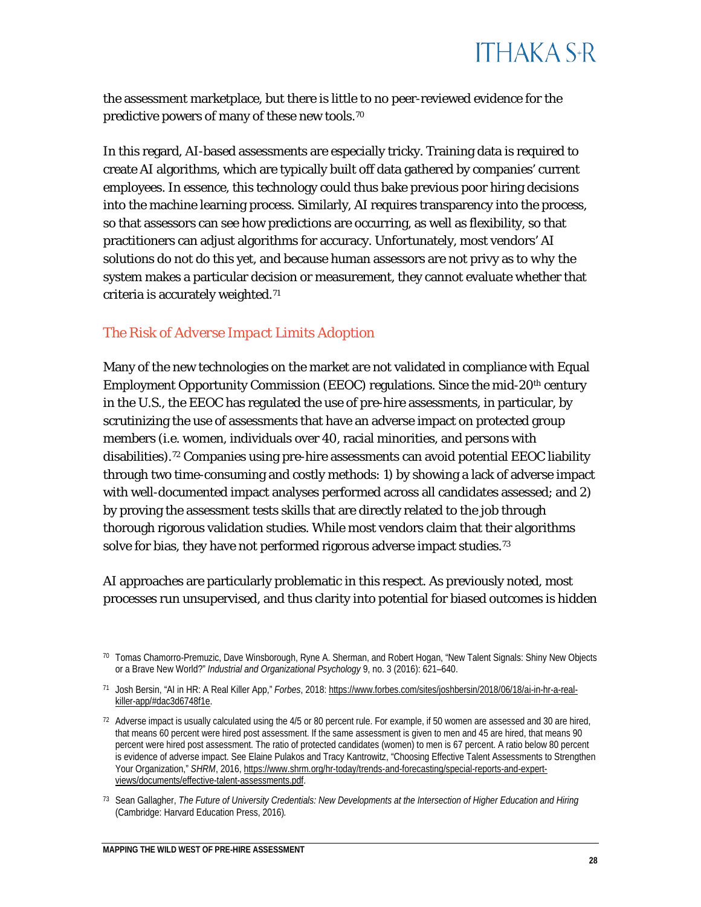the assessment marketplace, but there is little to no peer-reviewed evidence for the predictive powers of many of these new tools.[70]

In this regard, AI-based assessments are especially tricky. Training data is required to create AI algorithms, which are typically built off data gathered by companies' current employees. In essence, this technology could thus bake previous poor hiring decisions into the machine learning process. Similarly, AI requires transparency into the process, so that assessors can see how predictions are occurring, as well as flexibility, so that practitioners can adjust algorithms for accuracy. Unfortunately, most vendors' AI solutions do not do this yet, and because human assessors are not privy as to why the system makes a particular decision or measurement, they cannot evaluate whether that criteria is accurately weighted.[71]

## The Risk of Adverse Impact Limits Adoption

Many of the new technologies on the market are not validated in compliance with Equal Employment Opportunity Commission (EEOC) regulations. Since the mid-20th century in the U.S., the EEOC has regulated the use of pre-hire assessments, in particular, by scrutinizing the use of assessments that have an adverse impact on protected group members (i.e. women, individuals over 40, racial minorities, and persons with disabilities).[72] Companies using pre-hire assessments can avoid potential EEOC liability through two time-consuming and costly methods: 1) by showing a lack of adverse impact with well-documented impact analyses performed across all candidates assessed; and 2) by proving the assessment tests skills that are directly related to the job through thorough rigorous validation studies. While most vendors claim that their algorithms solve for bias, they have not performed rigorous adverse impact studies.[73]

AI approaches are particularly problematic in this respect. As previously noted, most processes run unsupervised, and thus clarity into potential for biased outcomes is hidden

---

[70] Tomas Chamorro-Premuzic, Dave Winsborough, Ryne A. Sherman, and Robert Hogan, "New Talent Signals: Shiny New Objects or a Brave New World?" *Industrial and Organizational Psychology* 9, no. 3 (2016): 621–640.

[71] Josh Bersin, "AI in HR: A Real Killer App," *Forbes*, 2018: https://www.forbes.com/sites/joshbersin/2018/06/18/ai-in-hr-a-real-killer-app/#dac3d6748f1e.

[72] Adverse impact is usually calculated using the 4/5 or 80 percent rule. For example, if 50 women are assessed and 30 are hired, that means 60 percent were hired post assessment. If the same assessment is given to men and 45 are hired, that means 90 percent were hired post assessment. The ratio of protected candidates (women) to men is 67 percent. A ratio below 80 percent is evidence of adverse impact. See Elaine Pulakos and Tracy Kantrowitz, "Choosing Effective Talent Assessments to Strengthen Your Organization," *SHRM*, 2016, https://www.shrm.org/hr-today/trends-and-forecasting/special-reports-and-expert-views/documents/effective-talent-assessments.pdf.

[73] Sean Gallagher, *The Future of University Credentials: New Developments at the Intersection of Higher Education and Hiring* (Cambridge: Harvard Education Press, 2016).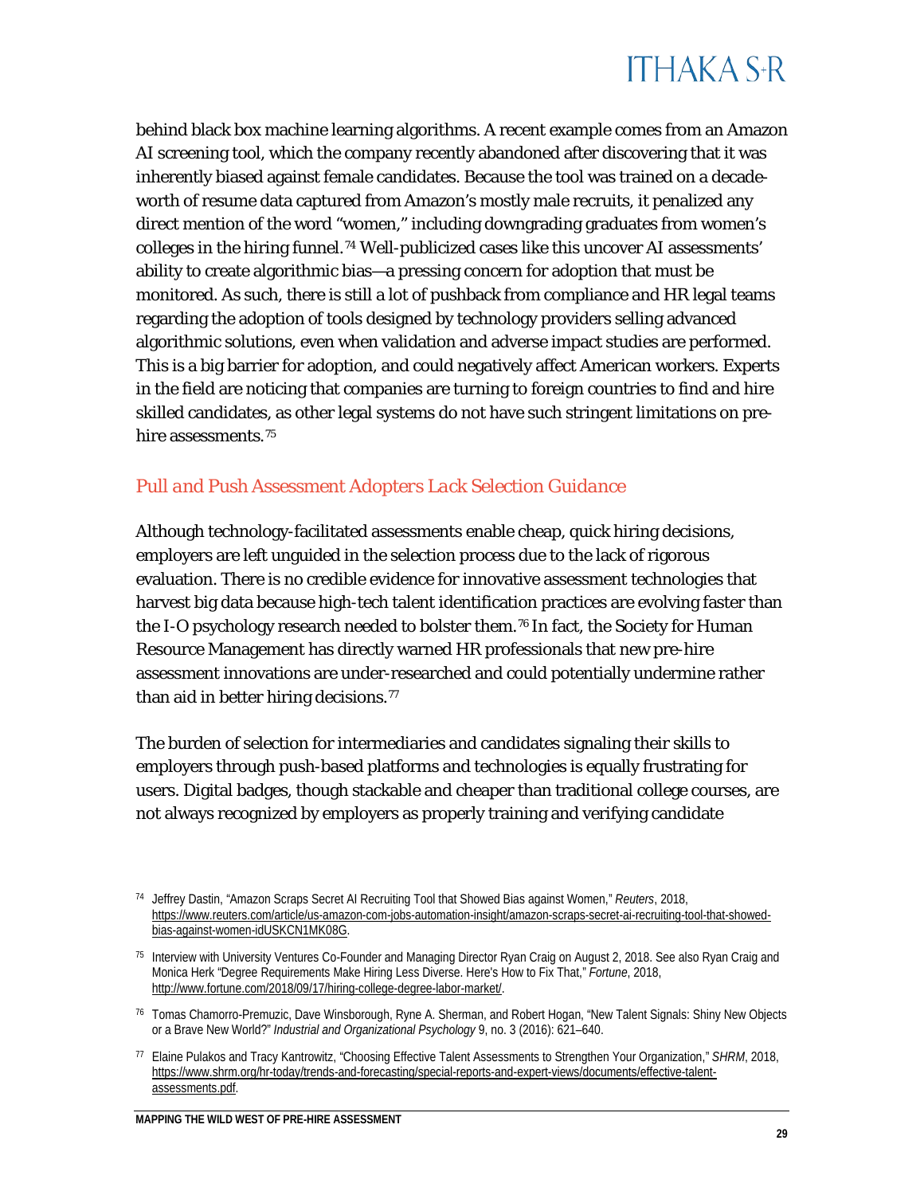behind black box machine learning algorithms. A recent example comes from an Amazon AI screening tool, which the company recently abandoned after discovering that it was inherently biased against female candidates. Because the tool was trained on a decade-worth of resume data captured from Amazon's mostly male recruits, it penalized any direct mention of the word "women," including downgrading graduates from women's colleges in the hiring funnel.[74] Well-publicized cases like this uncover AI assessments' ability to create algorithmic bias—a pressing concern for adoption that must be monitored. As such, there is still a lot of pushback from compliance and HR legal teams regarding the adoption of tools designed by technology providers selling advanced algorithmic solutions, even when validation and adverse impact studies are performed. This is a big barrier for adoption, and could negatively affect American workers. Experts in the field are noticing that companies are turning to foreign countries to find and hire skilled candidates, as other legal systems do not have such stringent limitations on pre-hire assessments.[75]

### *Pull and Push Assessment Adopters Lack Selection Guidance*

Although technology-facilitated assessments enable cheap, quick hiring decisions, employers are left unguided in the selection process due to the lack of rigorous evaluation. There is no credible evidence for innovative assessment technologies that harvest big data because high-tech talent identification practices are evolving faster than the I-O psychology research needed to bolster them.[76] In fact, the Society for Human Resource Management has directly warned HR professionals that new pre-hire assessment innovations are under-researched and could potentially undermine rather than aid in better hiring decisions.[77]

The burden of selection for intermediaries and candidates signaling their skills to employers through push-based platforms and technologies is equally frustrating for users. Digital badges, though stackable and cheaper than traditional college courses, are not always recognized by employers as properly training and verifying candidate

---

[74] Jeffrey Dastin, "Amazon Scraps Secret AI Recruiting Tool that Showed Bias against Women," *Reuters*, 2018, https://www.reuters.com/article/us-amazon-com-jobs-automation-insight/amazon-scraps-secret-ai-recruiting-tool-that-showed-bias-against-women-idUSKCN1MK08G.

[75] Interview with University Ventures Co-Founder and Managing Director Ryan Craig on August 2, 2018. See also Ryan Craig and Monica Herk "Degree Requirements Make Hiring Less Diverse. Here's How to Fix That," *Fortune*, 2018, http://www.fortune.com/2018/09/17/hiring-college-degree-labor-market/.

[76] Tomas Chamorro-Premuzic, Dave Winsborough, Ryne A. Sherman, and Robert Hogan, "New Talent Signals: Shiny New Objects or a Brave New World?" *Industrial and Organizational Psychology* 9, no. 3 (2016): 621–640.

[77] Elaine Pulakos and Tracy Kantrowitz, "Choosing Effective Talent Assessments to Strengthen Your Organization," *SHRM*, 2018, https://www.shrm.org/hr-today/trends-and-forecasting/special-reports-and-expert-views/documents/effective-talent-assessments.pdf.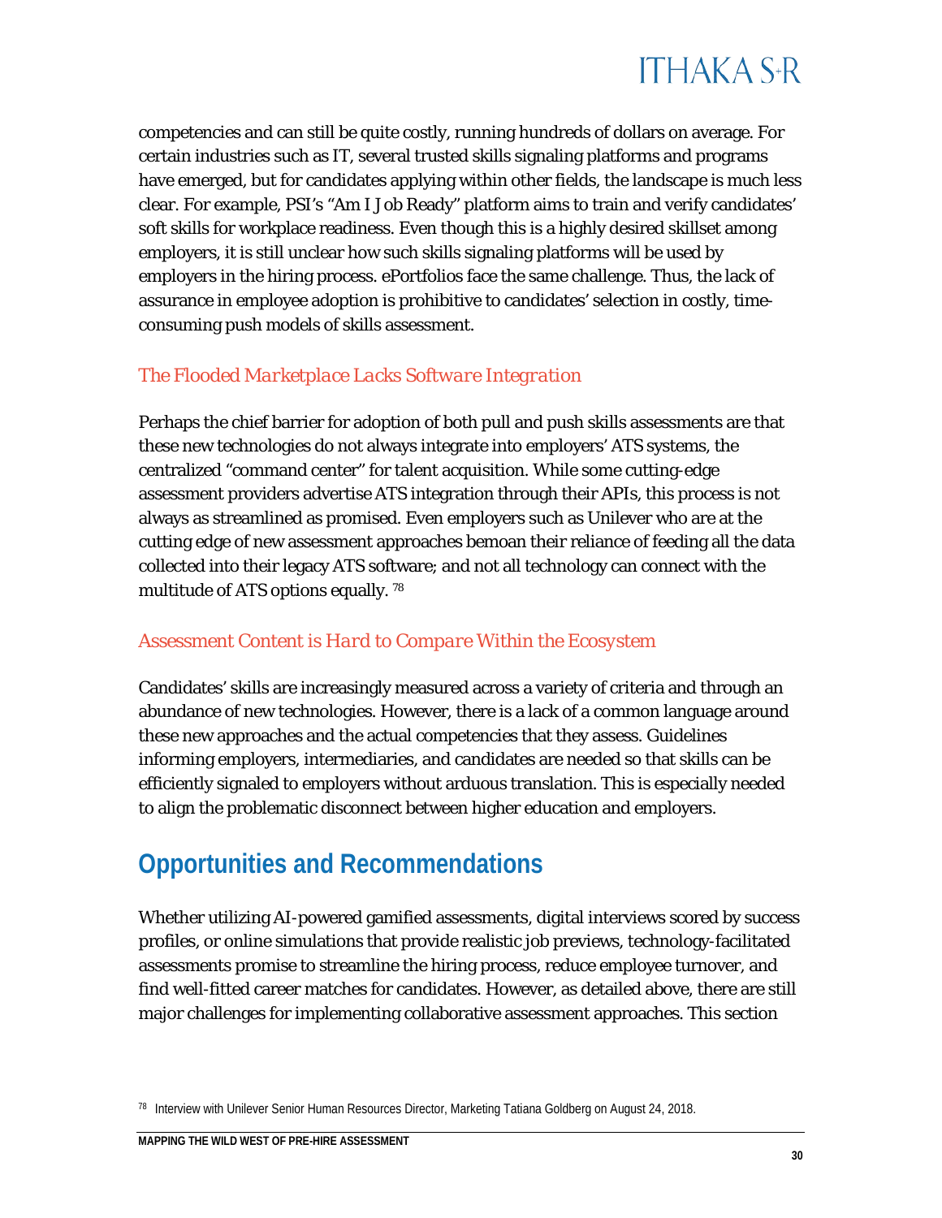competencies and can still be quite costly, running hundreds of dollars on average. For certain industries such as IT, several trusted skills signaling platforms and programs have emerged, but for candidates applying within other fields, the landscape is much less clear. For example, PSI's "Am I Job Ready" platform aims to train and verify candidates' soft skills for workplace readiness. Even though this is a highly desired skillset among employers, it is still unclear how such skills signaling platforms will be used by employers in the hiring process. ePortfolios face the same challenge. Thus, the lack of assurance in employee adoption is prohibitive to candidates' selection in costly, time-consuming push models of skills assessment.

### *The Flooded Marketplace Lacks Software Integration*

Perhaps the chief barrier for adoption of both pull and push skills assessments are that these new technologies do not always integrate into employers' ATS systems, the centralized "command center" for talent acquisition. While some cutting-edge assessment providers advertise ATS integration through their APIs, this process is not always as streamlined as promised. Even employers such as Unilever who are at the cutting edge of new assessment approaches bemoan their reliance of feeding all the data collected into their legacy ATS software; and not all technology can connect with the multitude of ATS options equally. [78]

### *Assessment Content is Hard to Compare Within the Ecosystem*

Candidates' skills are increasingly measured across a variety of criteria and through an abundance of new technologies. However, there is a lack of a common language around these new approaches and the actual competencies that they assess. Guidelines informing employers, intermediaries, and candidates are needed so that skills can be efficiently signaled to employers without arduous translation. This is especially needed to align the problematic disconnect between higher education and employers.

## Opportunities and Recommendations

Whether utilizing AI-powered gamified assessments, digital interviews scored by success profiles, or online simulations that provide realistic job previews, technology-facilitated assessments promise to streamline the hiring process, reduce employee turnover, and find well-fitted career matches for candidates. However, as detailed above, there are still major challenges for implementing collaborative assessment approaches. This section

[78] Interview with Unilever Senior Human Resources Director, Marketing Tatiana Goldberg on August 24, 2018.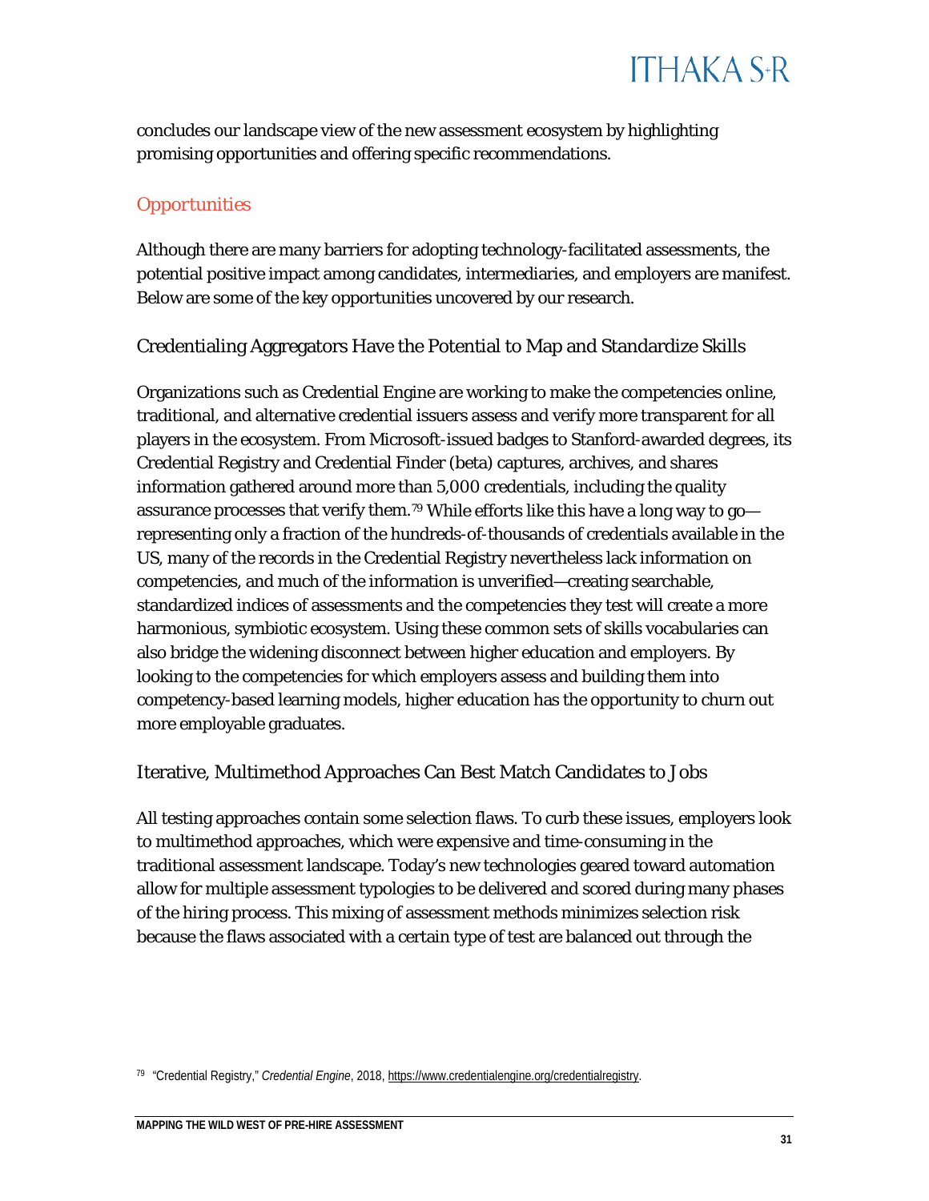concludes our landscape view of the new assessment ecosystem by highlighting promising opportunities and offering specific recommendations.

## Opportunities

Although there are many barriers for adopting technology-facilitated assessments, the potential positive impact among candidates, intermediaries, and employers are manifest. Below are some of the key opportunities uncovered by our research.

### Credentialing Aggregators Have the Potential to Map and Standardize Skills

Organizations such as Credential Engine are working to make the competencies online, traditional, and alternative credential issuers assess and verify more transparent for all players in the ecosystem. From Microsoft-issued badges to Stanford-awarded degrees, its Credential Registry and Credential Finder (beta) captures, archives, and shares information gathered around more than 5,000 credentials, including the quality assurance processes that verify them.[79] While efforts like this have a long way to go—representing only a fraction of the hundreds-of-thousands of credentials available in the US, many of the records in the Credential Registry nevertheless lack information on competencies, and much of the information is unverified—creating searchable, standardized indices of assessments and the competencies they test will create a more harmonious, symbiotic ecosystem. Using these common sets of skills vocabularies can also bridge the widening disconnect between higher education and employers. By looking to the competencies for which employers assess and building them into competency-based learning models, higher education has the opportunity to churn out more employable graduates.

### Iterative, Multimethod Approaches Can Best Match Candidates to Jobs

All testing approaches contain some selection flaws. To curb these issues, employers look to multimethod approaches, which were expensive and time-consuming in the traditional assessment landscape. Today's new technologies geared toward automation allow for multiple assessment typologies to be delivered and scored during many phases of the hiring process. This mixing of assessment methods minimizes selection risk because the flaws associated with a certain type of test are balanced out through the

[79] "Credential Registry," *Credential Engine*, 2018, https://www.credentialengine.org/credentialregistry.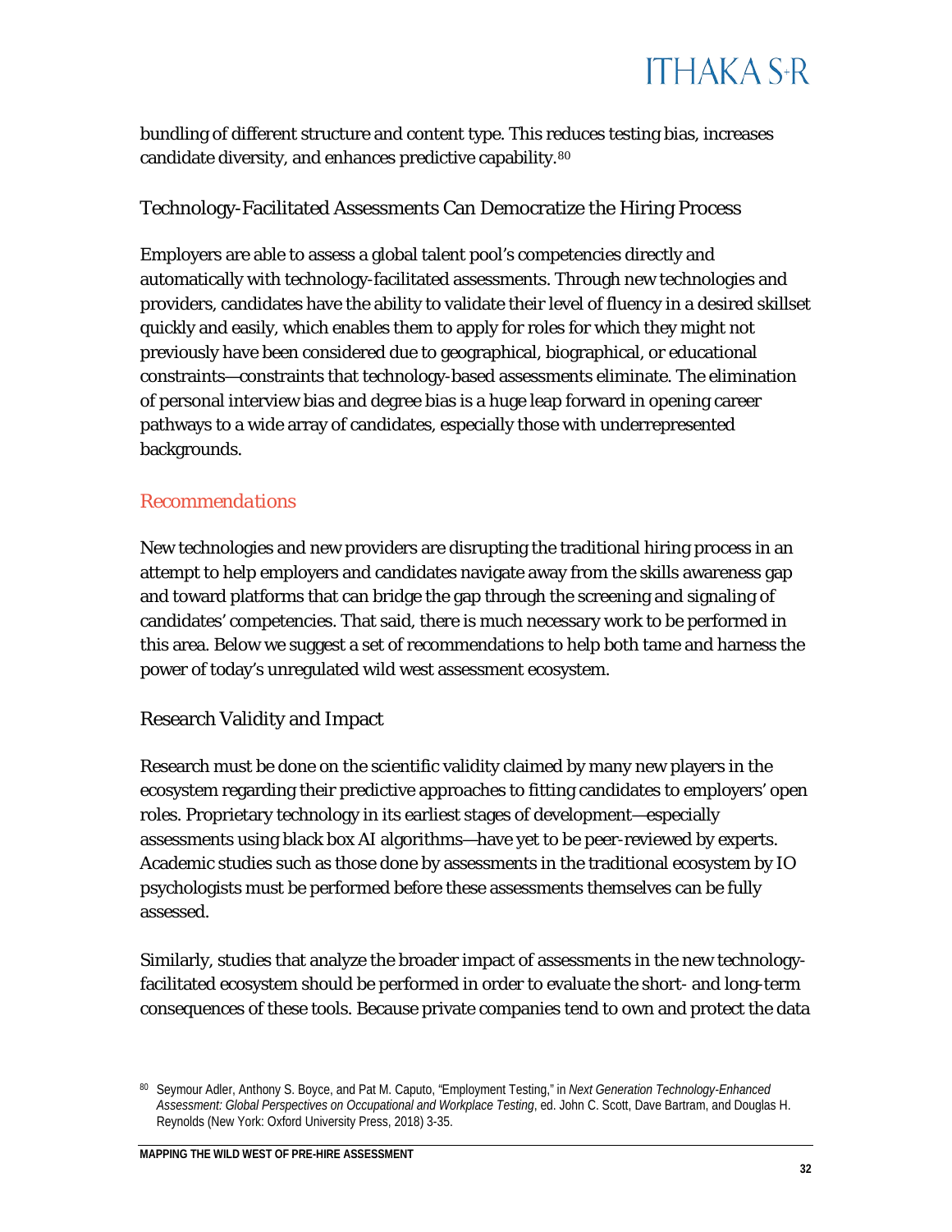bundling of different structure and content type. This reduces testing bias, increases candidate diversity, and enhances predictive capability.[80]

### Technology-Facilitated Assessments Can Democratize the Hiring Process

Employers are able to assess a global talent pool's competencies directly and automatically with technology-facilitated assessments. Through new technologies and providers, candidates have the ability to validate their level of fluency in a desired skillset quickly and easily, which enables them to apply for roles for which they might not previously have been considered due to geographical, biographical, or educational constraints—constraints that technology-based assessments eliminate. The elimination of personal interview bias and degree bias is a huge leap forward in opening career pathways to a wide array of candidates, especially those with underrepresented backgrounds.

## *Recommendations*

New technologies and new providers are disrupting the traditional hiring process in an attempt to help employers and candidates navigate away from the skills awareness gap and toward platforms that can bridge the gap through the screening and signaling of candidates' competencies. That said, there is much necessary work to be performed in this area. Below we suggest a set of recommendations to help both tame and harness the power of today's unregulated wild west assessment ecosystem.

### Research Validity and Impact

Research must be done on the scientific validity claimed by many new players in the ecosystem regarding their predictive approaches to fitting candidates to employers' open roles. Proprietary technology in its earliest stages of development—especially assessments using black box AI algorithms—have yet to be peer-reviewed by experts. Academic studies such as those done by assessments in the traditional ecosystem by IO psychologists must be performed before these assessments themselves can be fully assessed.

Similarly, studies that analyze the broader impact of assessments in the new technology-facilitated ecosystem should be performed in order to evaluate the short- and long-term consequences of these tools. Because private companies tend to own and protect the data

[80] Seymour Adler, Anthony S. Boyce, and Pat M. Caputo, "Employment Testing," in *Next Generation Technology-Enhanced Assessment: Global Perspectives on Occupational and Workplace Testing*, ed. John C. Scott, Dave Bartram, and Douglas H. Reynolds (New York: Oxford University Press, 2018) 3-35.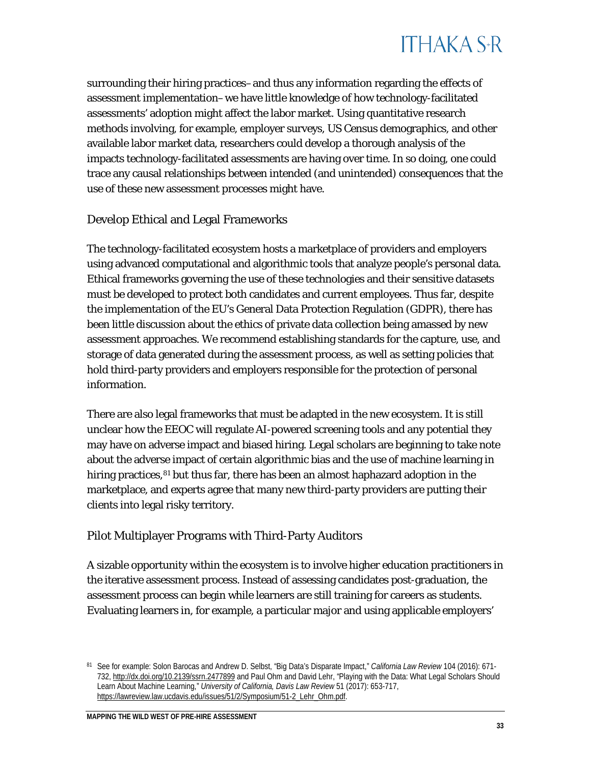surrounding their hiring practices–and thus any information regarding the effects of assessment implementation–we have little knowledge of how technology-facilitated assessments' adoption might affect the labor market. Using quantitative research methods involving, for example, employer surveys, US Census demographics, and other available labor market data, researchers could develop a thorough analysis of the impacts technology-facilitated assessments are having over time. In so doing, one could trace any causal relationships between intended (and unintended) consequences that the use of these new assessment processes might have.

### Develop Ethical and Legal Frameworks

The technology-facilitated ecosystem hosts a marketplace of providers and employers using advanced computational and algorithmic tools that analyze people's personal data. Ethical frameworks governing the use of these technologies and their sensitive datasets must be developed to protect both candidates and current employees. Thus far, despite the implementation of the EU's General Data Protection Regulation (GDPR), there has been little discussion about the ethics of private data collection being amassed by new assessment approaches. We recommend establishing standards for the capture, use, and storage of data generated during the assessment process, as well as setting policies that hold third-party providers and employers responsible for the protection of personal information.

There are also legal frameworks that must be adapted in the new ecosystem. It is still unclear how the EEOC will regulate AI-powered screening tools and any potential they may have on adverse impact and biased hiring. Legal scholars are beginning to take note about the adverse impact of certain algorithmic bias and the use of machine learning in hiring practices,[81] but thus far, there has been an almost haphazard adoption in the marketplace, and experts agree that many new third-party providers are putting their clients into legal risky territory.

### Pilot Multiplayer Programs with Third-Party Auditors

A sizable opportunity within the ecosystem is to involve higher education practitioners in the iterative assessment process. Instead of assessing candidates post-graduation, the assessment process can begin while learners are still training for careers as students. Evaluating learners in, for example, a particular major and using applicable employers'

---

[81] See for example: Solon Barocas and Andrew D. Selbst, "Big Data's Disparate Impact," *California Law Review* 104 (2016): 671-732, http://dx.doi.org/10.2139/ssrn.2477899 and Paul Ohm and David Lehr, "Playing with the Data: What Legal Scholars Should Learn About Machine Learning," *University of California, Davis Law Review* 51 (2017): 653-717, https://lawreview.law.ucdavis.edu/issues/51/2/Symposium/51-2_Lehr_Ohm.pdf.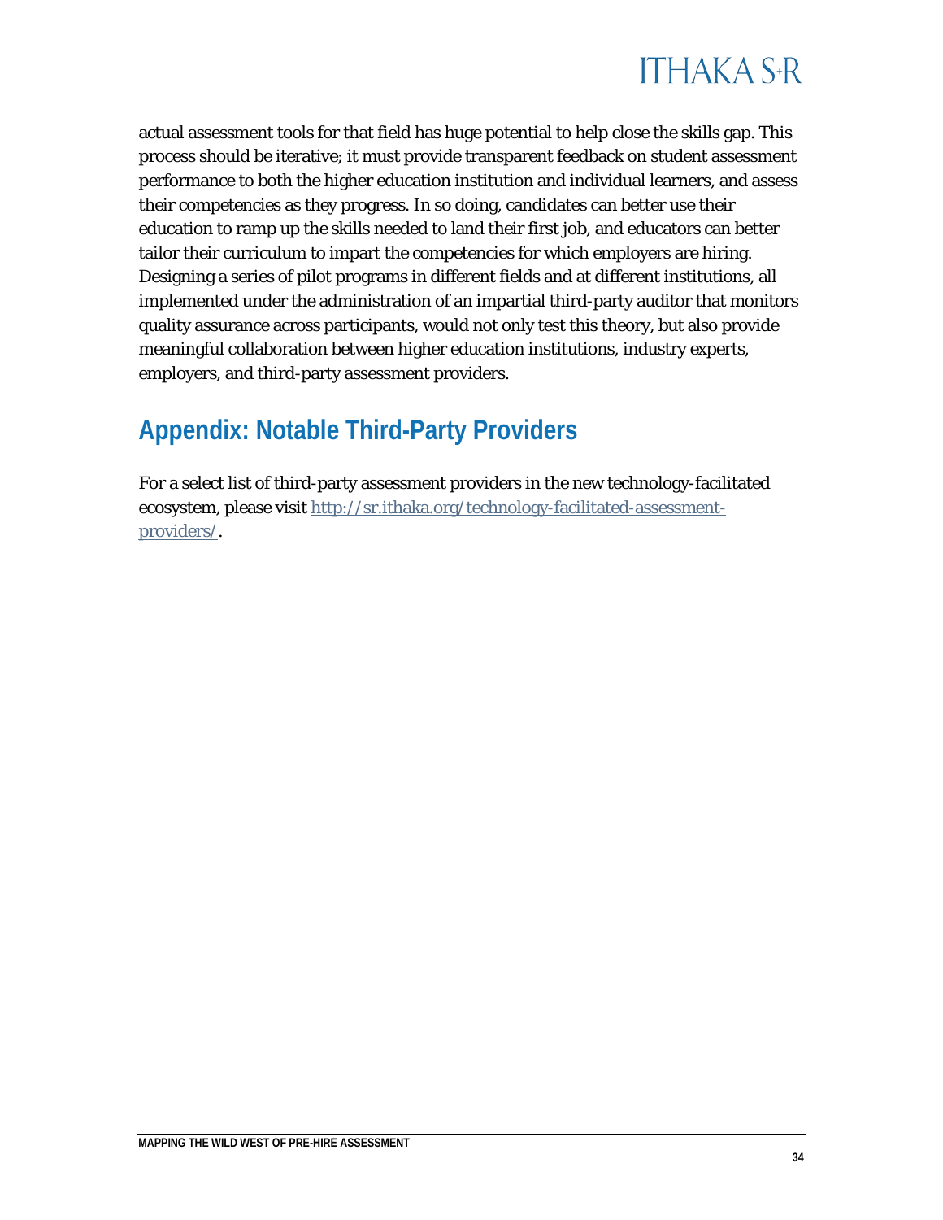actual assessment tools for that field has huge potential to help close the skills gap. This process should be iterative; it must provide transparent feedback on student assessment performance to both the higher education institution and individual learners, and assess their competencies as they progress. In so doing, candidates can better use their education to ramp up the skills needed to land their first job, and educators can better tailor their curriculum to impart the competencies for which employers are hiring. Designing a series of pilot programs in different fields and at different institutions, all implemented under the administration of an impartial third-party auditor that monitors quality assurance across participants, would not only test this theory, but also provide meaningful collaboration between higher education institutions, industry experts, employers, and third-party assessment providers.

## Appendix: Notable Third-Party Providers

For a select list of third-party assessment providers in the new technology-facilitated ecosystem, please visit [http://sr.ithaka.org/technology-facilitated-assessment-providers/](http://sr.ithaka.org/technology-facilitated-assessment-providers/).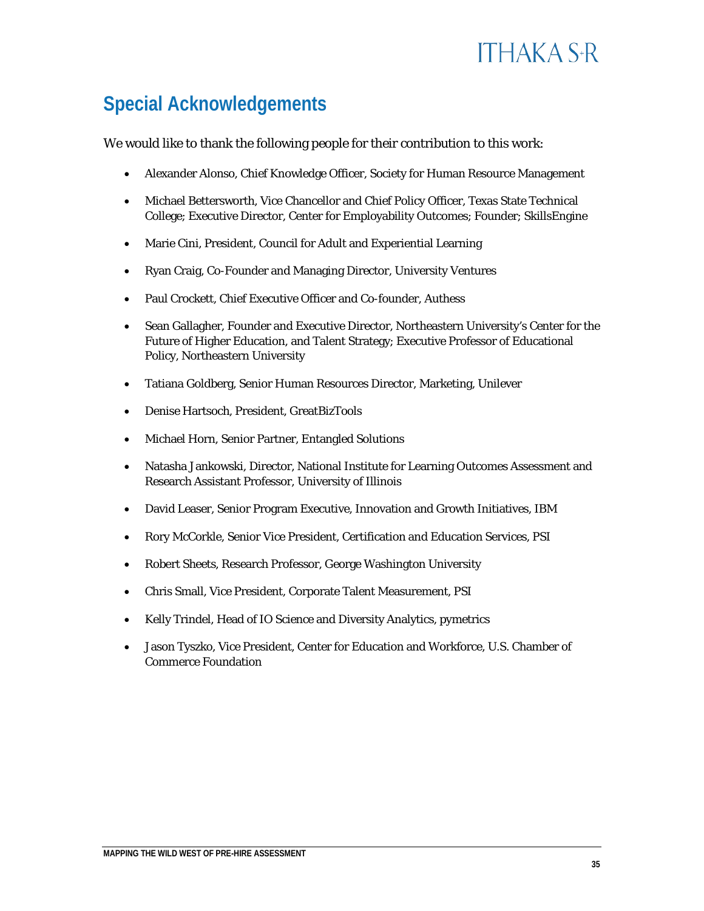## Special Acknowledgements

We would like to thank the following people for their contribution to this work:

- Alexander Alonso, Chief Knowledge Officer, Society for Human Resource Management
- Michael Bettersworth, Vice Chancellor and Chief Policy Officer, Texas State Technical College; Executive Director, Center for Employability Outcomes; Founder; SkillsEngine
- Marie Cini, President, Council for Adult and Experiential Learning
- Ryan Craig, Co-Founder and Managing Director, University Ventures
- Paul Crockett, Chief Executive Officer and Co-founder, Authess
- Sean Gallagher, Founder and Executive Director, Northeastern University's Center for the Future of Higher Education, and Talent Strategy; Executive Professor of Educational Policy, Northeastern University
- Tatiana Goldberg, Senior Human Resources Director, Marketing, Unilever
- Denise Hartsoch, President, GreatBizTools
- Michael Horn, Senior Partner, Entangled Solutions
- Natasha Jankowski, Director, National Institute for Learning Outcomes Assessment and Research Assistant Professor, University of Illinois
- David Leaser, Senior Program Executive, Innovation and Growth Initiatives, IBM
- Rory McCorkle, Senior Vice President, Certification and Education Services, PSI
- Robert Sheets, Research Professor, George Washington University
- Chris Small, Vice President, Corporate Talent Measurement, PSI
- Kelly Trindel, Head of IO Science and Diversity Analytics, pymetrics
- Jason Tyszko, Vice President, Center for Education and Workforce, U.S. Chamber of Commerce Foundation